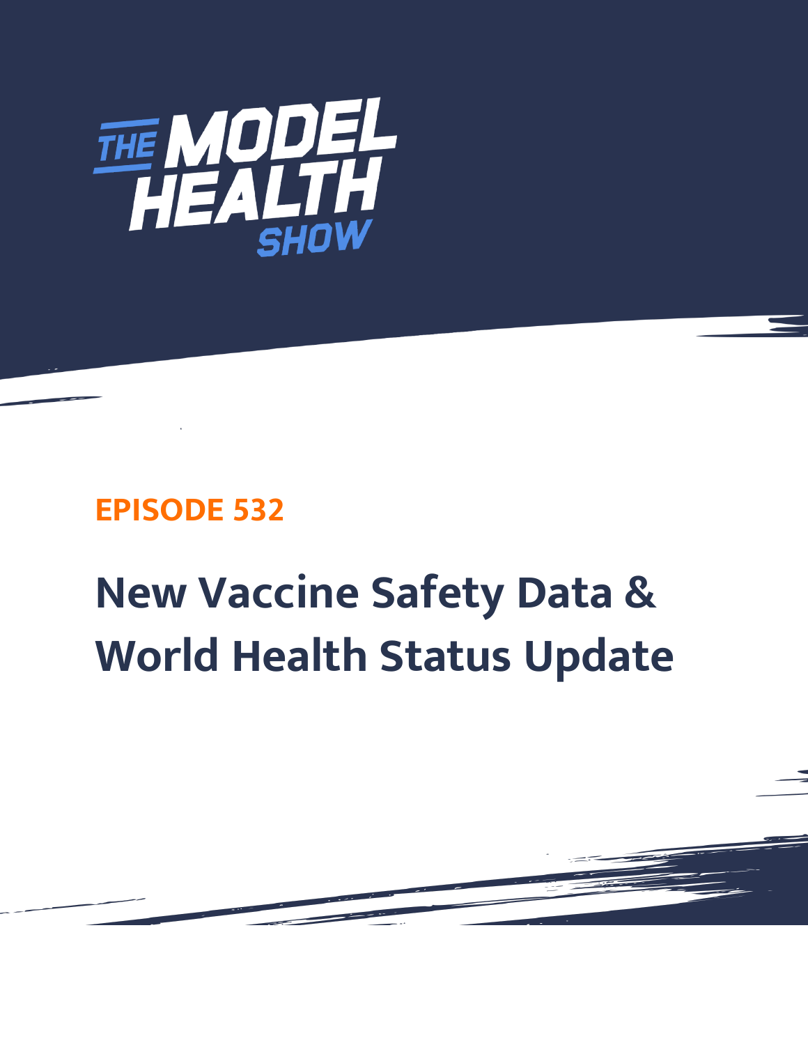# THE MODEL HEALTH SHOW

## EPISODE 532

# New Vaccine Safety Data & World Health Status Update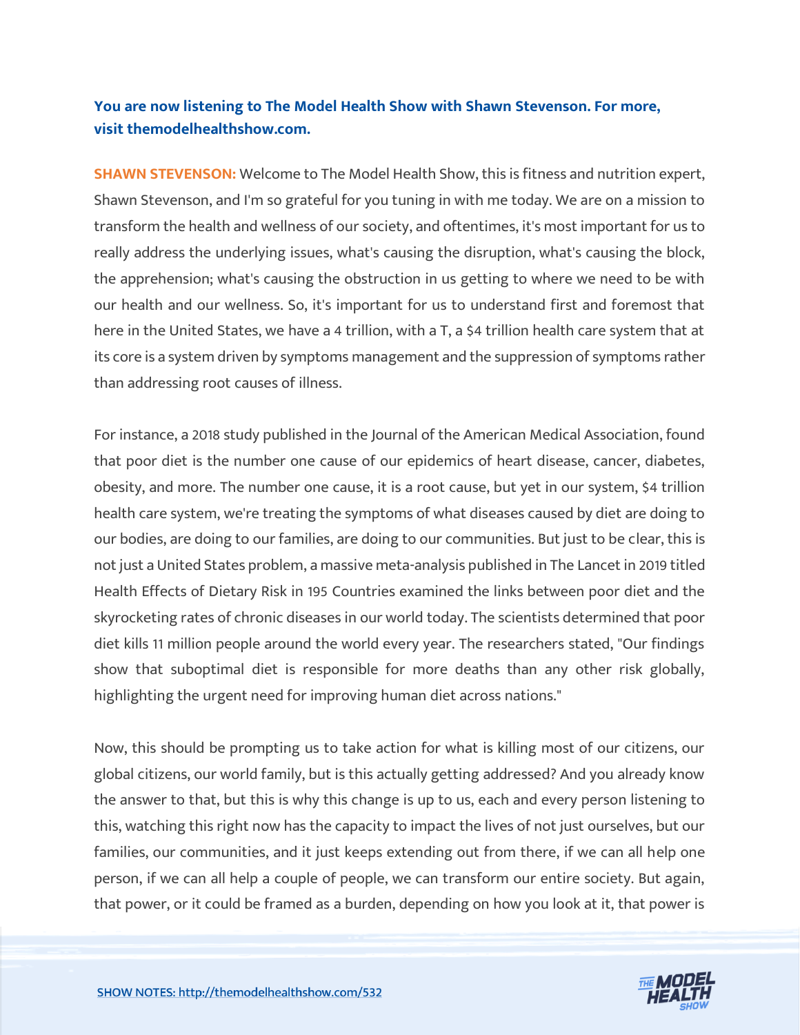**You are now listening to The Model Health Show with Shawn Stevenson. For more, visit themodelhealthshow.com.**

**SHAWN STEVENSON:** Welcome to The Model Health Show, this is fitness and nutrition expert, Shawn Stevenson, and I'm so grateful for you tuning in with me today. We are on a mission to transform the health and wellness of our society, and oftentimes, it's most important for us to really address the underlying issues, what's causing the disruption, what's causing the block, the apprehension; what's causing the obstruction in us getting to where we need to be with our health and our wellness. So, it's important for us to understand first and foremost that here in the United States, we have a 4 trillion, with a T, a $4 trillion health care system that at its core is a system driven by symptoms management and the suppression of symptoms rather than addressing root causes of illness.

For instance, a 2018 study published in the Journal of the American Medical Association, found that poor diet is the number one cause of our epidemics of heart disease, cancer, diabetes, obesity, and more. The number one cause, it is a root cause, but yet in our system, $4 trillion health care system, we're treating the symptoms of what diseases caused by diet are doing to our bodies, are doing to our families, are doing to our communities. But just to be clear, this is not just a United States problem, a massive meta-analysis published in The Lancet in 2019 titled Health Effects of Dietary Risk in 195 Countries examined the links between poor diet and the skyrocketing rates of chronic diseases in our world today. The scientists determined that poor diet kills 11 million people around the world every year. The researchers stated, "Our findings show that suboptimal diet is responsible for more deaths than any other risk globally, highlighting the urgent need for improving human diet across nations."

Now, this should be prompting us to take action for what is killing most of our citizens, our global citizens, our world family, but is this actually getting addressed? And you already know the answer to that, but this is why this change is up to us, each and every person listening to this, watching this right now has the capacity to impact the lives of not just ourselves, but our families, our communities, and it just keeps extending out from there, if we can all help one person, if we can all help a couple of people, we can transform our entire society. But again, that power, or it could be framed as a burden, depending on how you look at it, that power is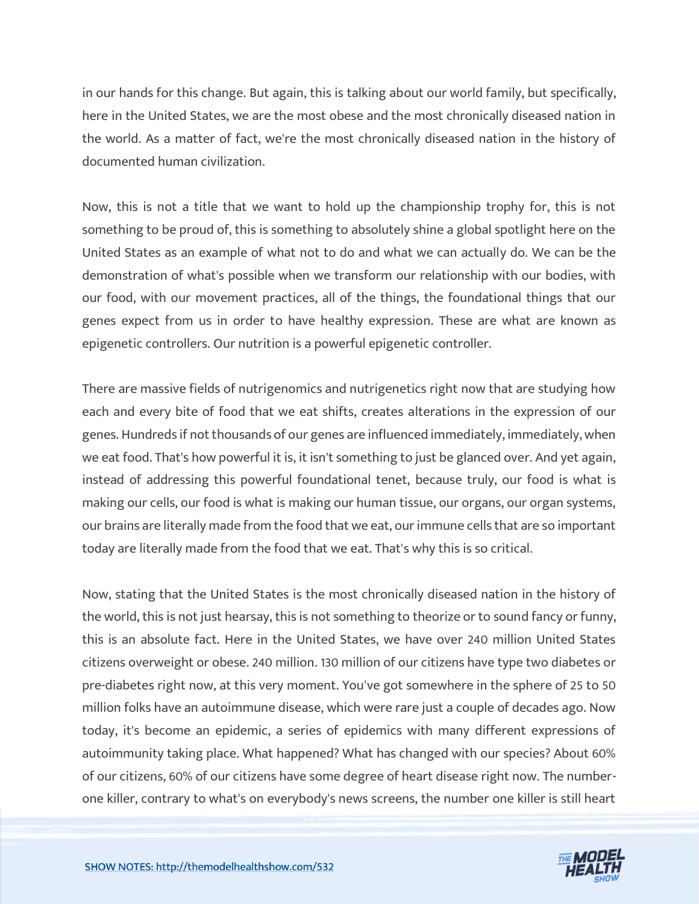in our hands for this change. But again, this is talking about our world family, but specifically, here in the United States, we are the most obese and the most chronically diseased nation in the world. As a matter of fact, we're the most chronically diseased nation in the history of documented human civilization.

Now, this is not a title that we want to hold up the championship trophy for, this is not something to be proud of, this is something to absolutely shine a global spotlight here on the United States as an example of what not to do and what we can actually do. We can be the demonstration of what's possible when we transform our relationship with our bodies, with our food, with our movement practices, all of the things, the foundational things that our genes expect from us in order to have healthy expression. These are what are known as epigenetic controllers. Our nutrition is a powerful epigenetic controller.

There are massive fields of nutrigenomics and nutrigenetics right now that are studying how each and every bite of food that we eat shifts, creates alterations in the expression of our genes. Hundreds if not thousands of our genes are influenced immediately, immediately, when we eat food. That's how powerful it is, it isn't something to just be glanced over. And yet again, instead of addressing this powerful foundational tenet, because truly, our food is what is making our cells, our food is what is making our human tissue, our organs, our organ systems, our brains are literally made from the food that we eat, our immune cells that are so important today are literally made from the food that we eat. That's why this is so critical.

Now, stating that the United States is the most chronically diseased nation in the history of the world, this is not just hearsay, this is not something to theorize or to sound fancy or funny, this is an absolute fact. Here in the United States, we have over 240 million United States citizens overweight or obese. 240 million. 130 million of our citizens have type two diabetes or pre-diabetes right now, at this very moment. You've got somewhere in the sphere of 25 to 50 million folks have an autoimmune disease, which were rare just a couple of decades ago. Now today, it's become an epidemic, a series of epidemics with many different expressions of autoimmunity taking place. What happened? What has changed with our species? About 60% of our citizens, 60% of our citizens have some degree of heart disease right now. The number-one killer, contrary to what's on everybody's news screens, the number one killer is still heart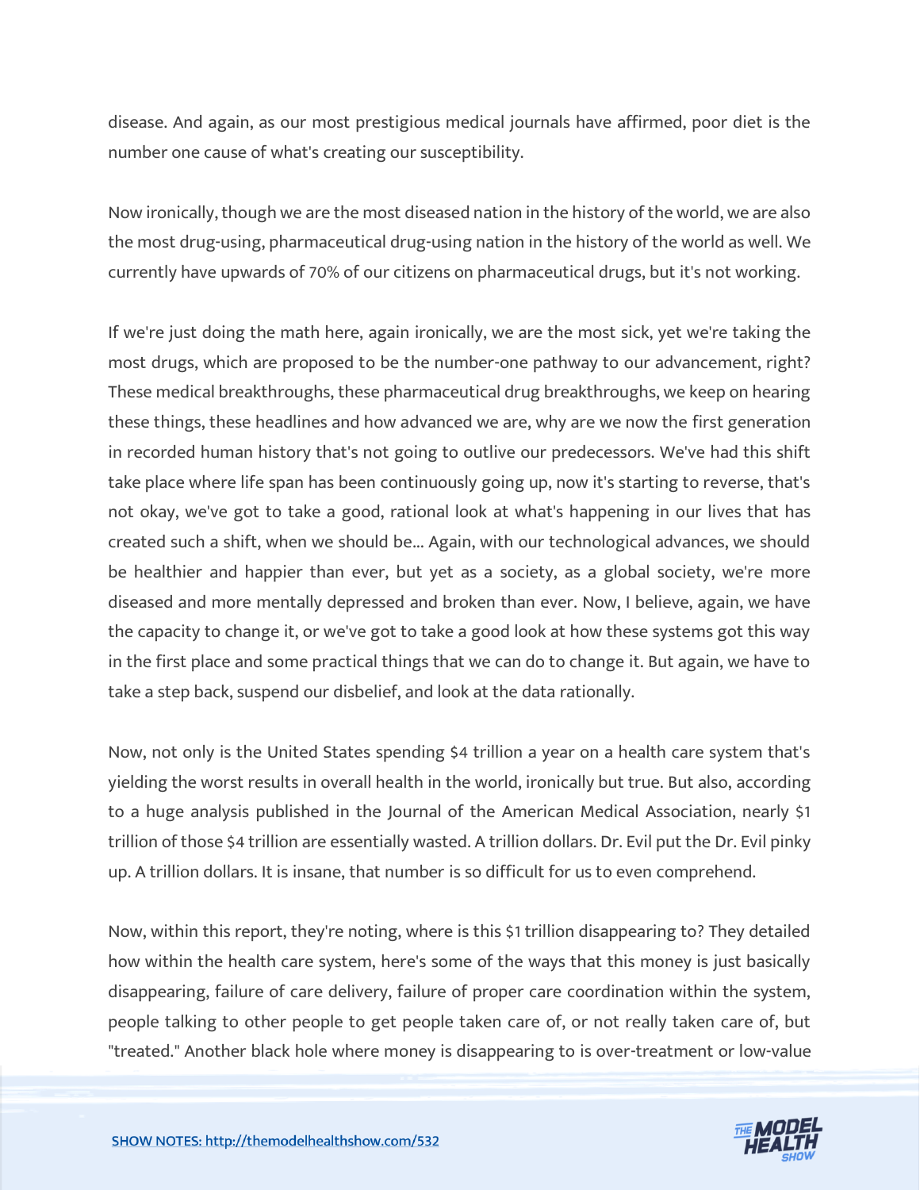disease. And again, as our most prestigious medical journals have affirmed, poor diet is the number one cause of what's creating our susceptibility.

Now ironically, though we are the most diseased nation in the history of the world, we are also the most drug-using, pharmaceutical drug-using nation in the history of the world as well. We currently have upwards of 70% of our citizens on pharmaceutical drugs, but it's not working.

If we're just doing the math here, again ironically, we are the most sick, yet we're taking the most drugs, which are proposed to be the number-one pathway to our advancement, right? These medical breakthroughs, these pharmaceutical drug breakthroughs, we keep on hearing these things, these headlines and how advanced we are, why are we now the first generation in recorded human history that's not going to outlive our predecessors. We've had this shift take place where life span has been continuously going up, now it's starting to reverse, that's not okay, we've got to take a good, rational look at what's happening in our lives that has created such a shift, when we should be... Again, with our technological advances, we should be healthier and happier than ever, but yet as a society, as a global society, we're more diseased and more mentally depressed and broken than ever. Now, I believe, again, we have the capacity to change it, or we've got to take a good look at how these systems got this way in the first place and some practical things that we can do to change it. But again, we have to take a step back, suspend our disbelief, and look at the data rationally.

Now, not only is the United States spending $4 trillion a year on a health care system that's yielding the worst results in overall health in the world, ironically but true. But also, according to a huge analysis published in the Journal of the American Medical Association, nearly $1 trillion of those $4 trillion are essentially wasted. A trillion dollars. Dr. Evil put the Dr. Evil pinky up. A trillion dollars. It is insane, that number is so difficult for us to even comprehend.

Now, within this report, they're noting, where is this $1 trillion disappearing to? They detailed how within the health care system, here's some of the ways that this money is just basically disappearing, failure of care delivery, failure of proper care coordination within the system, people talking to other people to get people taken care of, or not really taken care of, but "treated." Another black hole where money is disappearing to is over-treatment or low-value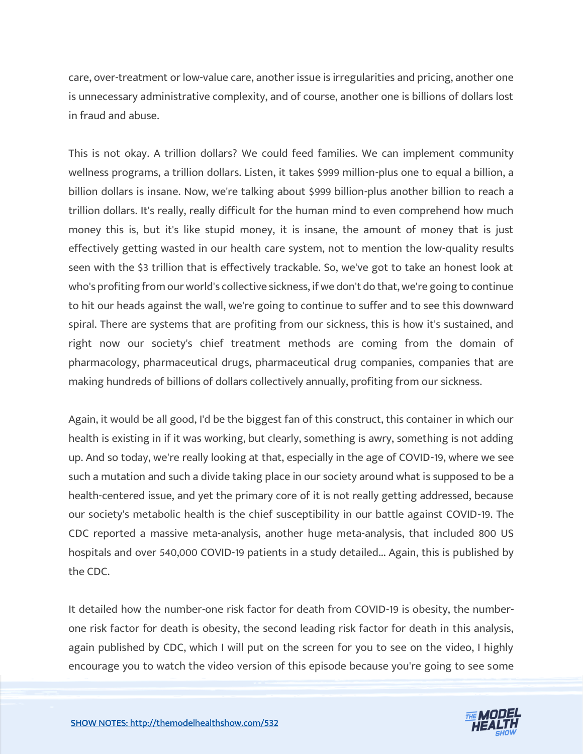care, over-treatment or low-value care, another issue is irregularities and pricing, another one is unnecessary administrative complexity, and of course, another one is billions of dollars lost in fraud and abuse.

This is not okay. A trillion dollars? We could feed families. We can implement community wellness programs, a trillion dollars. Listen, it takes $999 million-plus one to equal a billion, a billion dollars is insane. Now, we're talking about $999 billion-plus another billion to reach a trillion dollars. It's really, really difficult for the human mind to even comprehend how much money this is, but it's like stupid money, it is insane, the amount of money that is just effectively getting wasted in our health care system, not to mention the low-quality results seen with the $3 trillion that is effectively trackable. So, we've got to take an honest look at who's profiting from our world's collective sickness, if we don't do that, we're going to continue to hit our heads against the wall, we're going to continue to suffer and to see this downward spiral. There are systems that are profiting from our sickness, this is how it's sustained, and right now our society's chief treatment methods are coming from the domain of pharmacology, pharmaceutical drugs, pharmaceutical drug companies, companies that are making hundreds of billions of dollars collectively annually, profiting from our sickness.

Again, it would be all good, I'd be the biggest fan of this construct, this container in which our health is existing in if it was working, but clearly, something is awry, something is not adding up. And so today, we're really looking at that, especially in the age of COVID-19, where we see such a mutation and such a divide taking place in our society around what is supposed to be a health-centered issue, and yet the primary core of it is not really getting addressed, because our society's metabolic health is the chief susceptibility in our battle against COVID-19. The CDC reported a massive meta-analysis, another huge meta-analysis, that included 800 US hospitals and over 540,000 COVID-19 patients in a study detailed... Again, this is published by the CDC.

It detailed how the number-one risk factor for death from COVID-19 is obesity, the number-one risk factor for death is obesity, the second leading risk factor for death in this analysis, again published by CDC, which I will put on the screen for you to see on the video, I highly encourage you to watch the video version of this episode because you're going to see some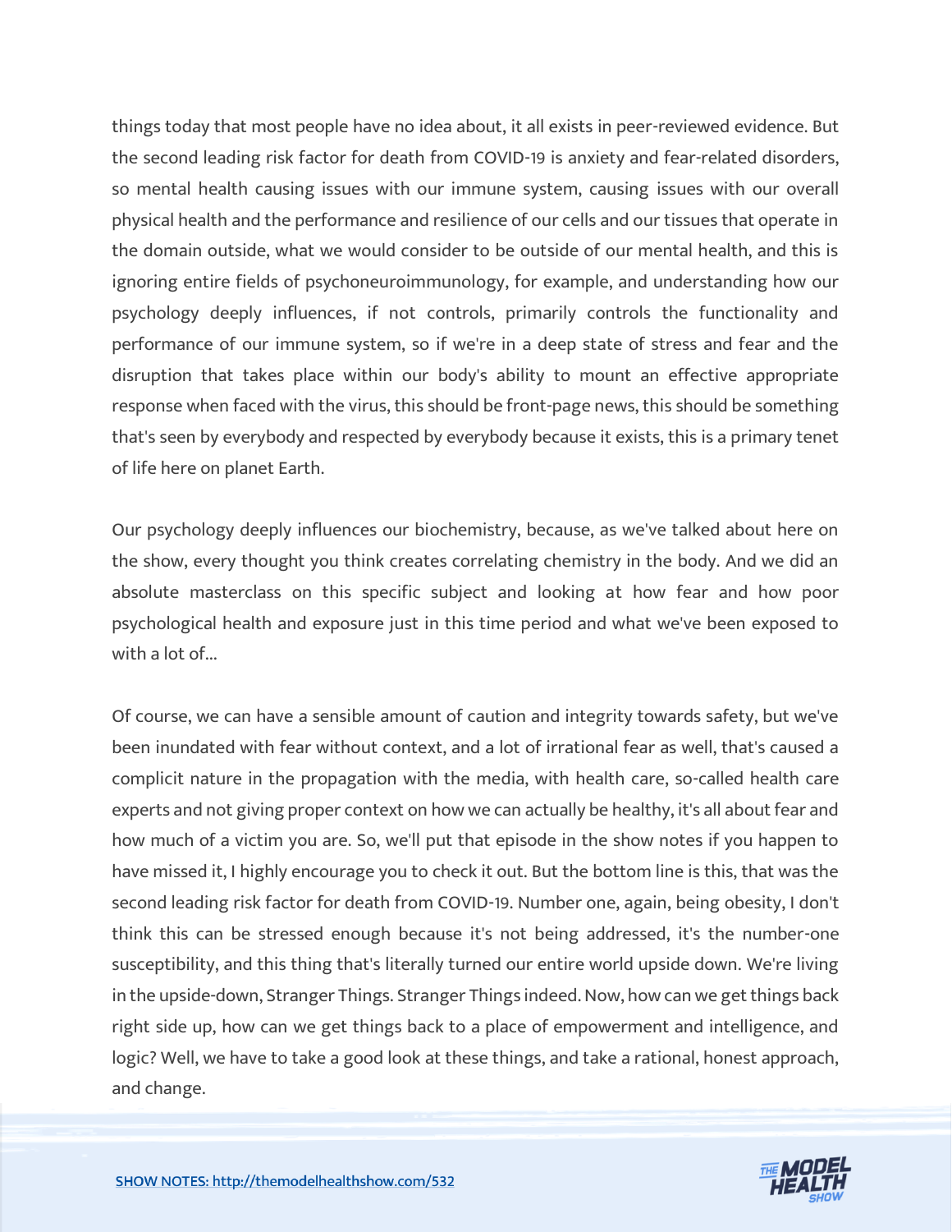things today that most people have no idea about, it all exists in peer-reviewed evidence. But the second leading risk factor for death from COVID-19 is anxiety and fear-related disorders, so mental health causing issues with our immune system, causing issues with our overall physical health and the performance and resilience of our cells and our tissues that operate in the domain outside, what we would consider to be outside of our mental health, and this is ignoring entire fields of psychoneuroimmunology, for example, and understanding how our psychology deeply influences, if not controls, primarily controls the functionality and performance of our immune system, so if we're in a deep state of stress and fear and the disruption that takes place within our body's ability to mount an effective appropriate response when faced with the virus, this should be front-page news, this should be something that's seen by everybody and respected by everybody because it exists, this is a primary tenet of life here on planet Earth.

Our psychology deeply influences our biochemistry, because, as we've talked about here on the show, every thought you think creates correlating chemistry in the body. And we did an absolute masterclass on this specific subject and looking at how fear and how poor psychological health and exposure just in this time period and what we've been exposed to with a lot of...

Of course, we can have a sensible amount of caution and integrity towards safety, but we've been inundated with fear without context, and a lot of irrational fear as well, that's caused a complicit nature in the propagation with the media, with health care, so-called health care experts and not giving proper context on how we can actually be healthy, it's all about fear and how much of a victim you are. So, we'll put that episode in the show notes if you happen to have missed it, I highly encourage you to check it out. But the bottom line is this, that was the second leading risk factor for death from COVID-19. Number one, again, being obesity, I don't think this can be stressed enough because it's not being addressed, it's the number-one susceptibility, and this thing that's literally turned our entire world upside down. We're living in the upside-down, Stranger Things. Stranger Things indeed. Now, how can we get things back right side up, how can we get things back to a place of empowerment and intelligence, and logic? Well, we have to take a good look at these things, and take a rational, honest approach, and change.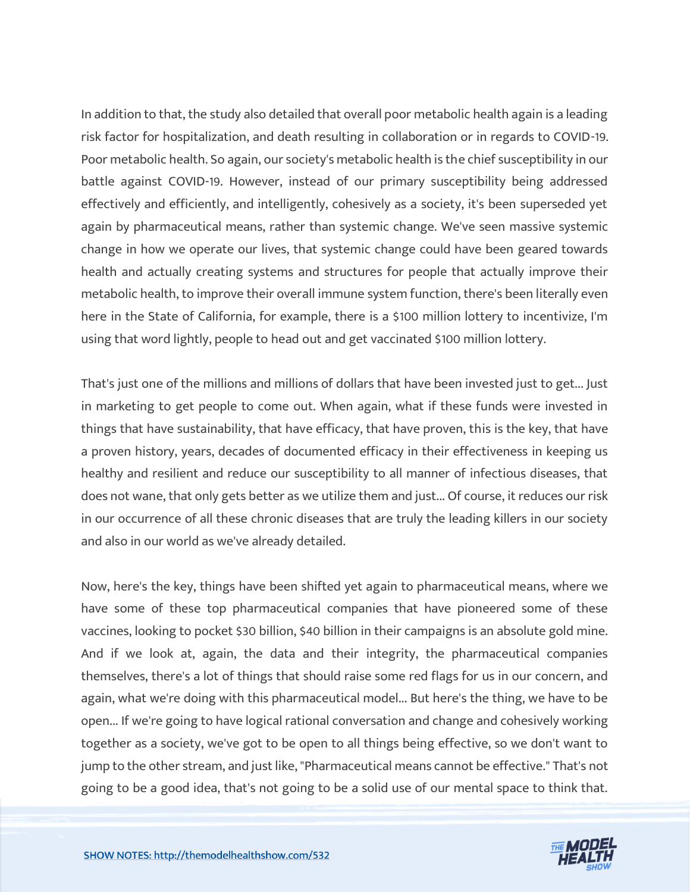In addition to that, the study also detailed that overall poor metabolic health again is a leading risk factor for hospitalization, and death resulting in collaboration or in regards to COVID-19. Poor metabolic health. So again, our society's metabolic health is the chief susceptibility in our battle against COVID-19. However, instead of our primary susceptibility being addressed effectively and efficiently, and intelligently, cohesively as a society, it's been superseded yet again by pharmaceutical means, rather than systemic change. We've seen massive systemic change in how we operate our lives, that systemic change could have been geared towards health and actually creating systems and structures for people that actually improve their metabolic health, to improve their overall immune system function, there's been literally even here in the State of California, for example, there is a $100 million lottery to incentivize, I'm using that word lightly, people to head out and get vaccinated $100 million lottery.

That's just one of the millions and millions of dollars that have been invested just to get... Just in marketing to get people to come out. When again, what if these funds were invested in things that have sustainability, that have efficacy, that have proven, this is the key, that have a proven history, years, decades of documented efficacy in their effectiveness in keeping us healthy and resilient and reduce our susceptibility to all manner of infectious diseases, that does not wane, that only gets better as we utilize them and just... Of course, it reduces our risk in our occurrence of all these chronic diseases that are truly the leading killers in our society and also in our world as we've already detailed.

Now, here's the key, things have been shifted yet again to pharmaceutical means, where we have some of these top pharmaceutical companies that have pioneered some of these vaccines, looking to pocket $30 billion, $40 billion in their campaigns is an absolute gold mine. And if we look at, again, the data and their integrity, the pharmaceutical companies themselves, there's a lot of things that should raise some red flags for us in our concern, and again, what we're doing with this pharmaceutical model... But here's the thing, we have to be open... If we're going to have logical rational conversation and change and cohesively working together as a society, we've got to be open to all things being effective, so we don't want to jump to the other stream, and just like, "Pharmaceutical means cannot be effective." That's not going to be a good idea, that's not going to be a solid use of our mental space to think that.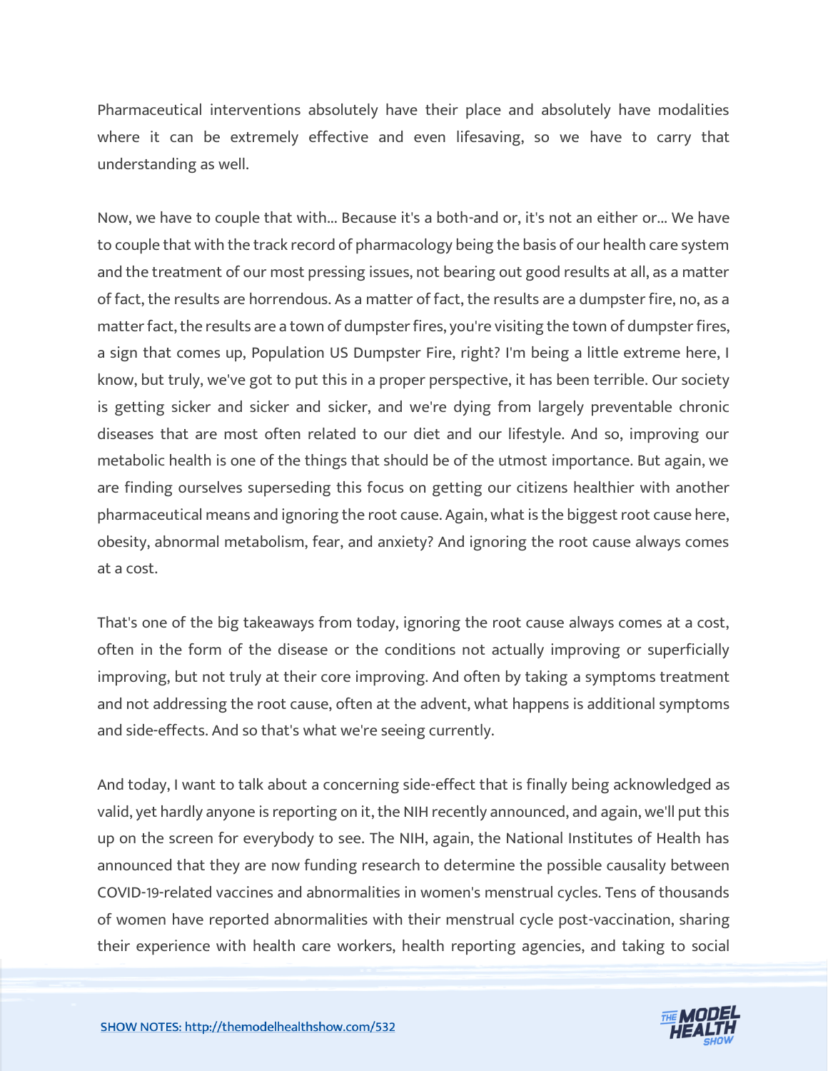Pharmaceutical interventions absolutely have their place and absolutely have modalities where it can be extremely effective and even lifesaving, so we have to carry that understanding as well.

Now, we have to couple that with... Because it's a both-and or, it's not an either or... We have to couple that with the track record of pharmacology being the basis of our health care system and the treatment of our most pressing issues, not bearing out good results at all, as a matter of fact, the results are horrendous. As a matter of fact, the results are a dumpster fire, no, as a matter fact, the results are a town of dumpster fires, you're visiting the town of dumpster fires, a sign that comes up, Population US Dumpster Fire, right? I'm being a little extreme here, I know, but truly, we've got to put this in a proper perspective, it has been terrible. Our society is getting sicker and sicker and sicker, and we're dying from largely preventable chronic diseases that are most often related to our diet and our lifestyle. And so, improving our metabolic health is one of the things that should be of the utmost importance. But again, we are finding ourselves superseding this focus on getting our citizens healthier with another pharmaceutical means and ignoring the root cause. Again, what is the biggest root cause here, obesity, abnormal metabolism, fear, and anxiety? And ignoring the root cause always comes at a cost.

That's one of the big takeaways from today, ignoring the root cause always comes at a cost, often in the form of the disease or the conditions not actually improving or superficially improving, but not truly at their core improving. And often by taking a symptoms treatment and not addressing the root cause, often at the advent, what happens is additional symptoms and side-effects. And so that's what we're seeing currently.

And today, I want to talk about a concerning side-effect that is finally being acknowledged as valid, yet hardly anyone is reporting on it, the NIH recently announced, and again, we'll put this up on the screen for everybody to see. The NIH, again, the National Institutes of Health has announced that they are now funding research to determine the possible causality between COVID-19-related vaccines and abnormalities in women's menstrual cycles. Tens of thousands of women have reported abnormalities with their menstrual cycle post-vaccination, sharing their experience with health care workers, health reporting agencies, and taking to social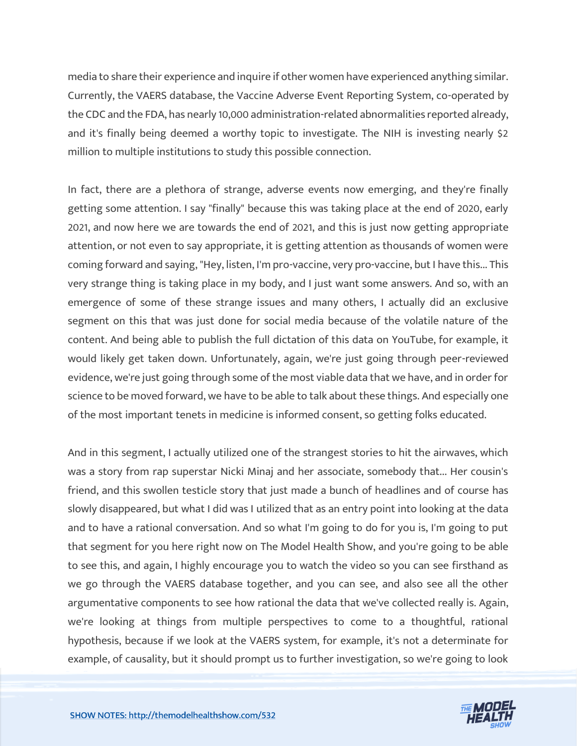media to share their experience and inquire if other women have experienced anything similar. Currently, the VAERS database, the Vaccine Adverse Event Reporting System, co-operated by the CDC and the FDA, has nearly 10,000 administration-related abnormalities reported already, and it's finally being deemed a worthy topic to investigate. The NIH is investing nearly $2 million to multiple institutions to study this possible connection.

In fact, there are a plethora of strange, adverse events now emerging, and they're finally getting some attention. I say "finally" because this was taking place at the end of 2020, early 2021, and now here we are towards the end of 2021, and this is just now getting appropriate attention, or not even to say appropriate, it is getting attention as thousands of women were coming forward and saying, "Hey, listen, I'm pro-vaccine, very pro-vaccine, but I have this... This very strange thing is taking place in my body, and I just want some answers. And so, with an emergence of some of these strange issues and many others, I actually did an exclusive segment on this that was just done for social media because of the volatile nature of the content. And being able to publish the full dictation of this data on YouTube, for example, it would likely get taken down. Unfortunately, again, we're just going through peer-reviewed evidence, we're just going through some of the most viable data that we have, and in order for science to be moved forward, we have to be able to talk about these things. And especially one of the most important tenets in medicine is informed consent, so getting folks educated.

And in this segment, I actually utilized one of the strangest stories to hit the airwaves, which was a story from rap superstar Nicki Minaj and her associate, somebody that... Her cousin's friend, and this swollen testicle story that just made a bunch of headlines and of course has slowly disappeared, but what I did was I utilized that as an entry point into looking at the data and to have a rational conversation. And so what I'm going to do for you is, I'm going to put that segment for you here right now on The Model Health Show, and you're going to be able to see this, and again, I highly encourage you to watch the video so you can see firsthand as we go through the VAERS database together, and you can see, and also see all the other argumentative components to see how rational the data that we've collected really is. Again, we're looking at things from multiple perspectives to come to a thoughtful, rational hypothesis, because if we look at the VAERS system, for example, it's not a determinate for example, of causality, but it should prompt us to further investigation, so we're going to look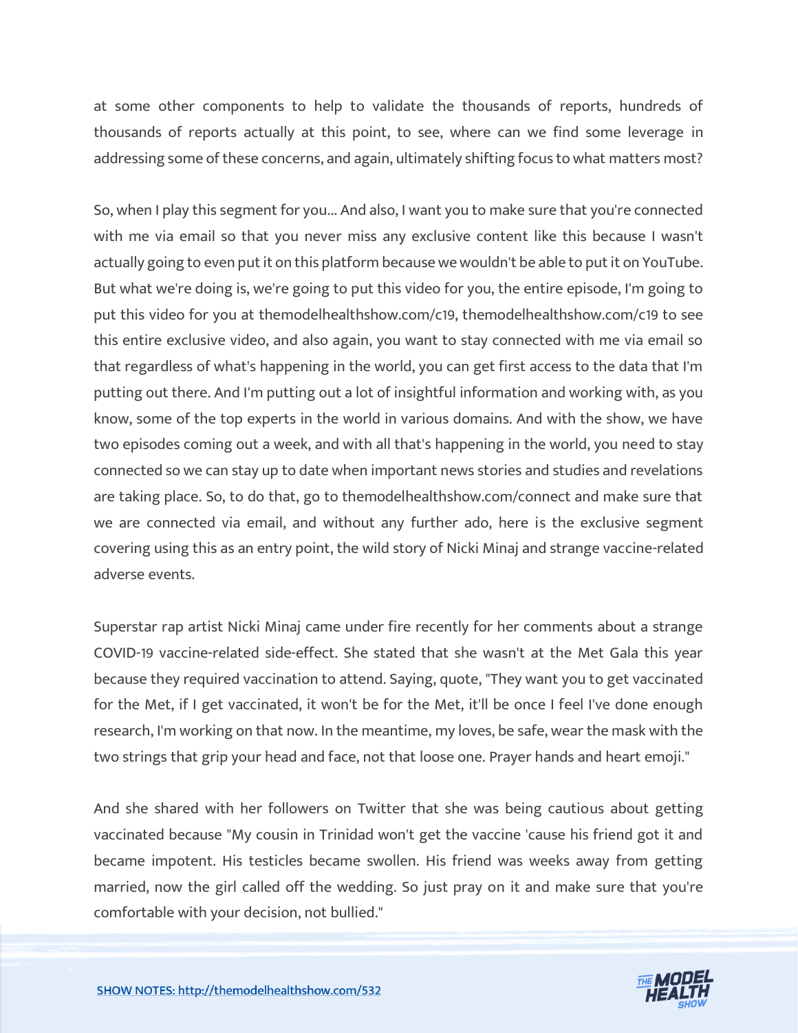at some other components to help to validate the thousands of reports, hundreds of thousands of reports actually at this point, to see, where can we find some leverage in addressing some of these concerns, and again, ultimately shifting focus to what matters most?

So, when I play this segment for you... And also, I want you to make sure that you're connected with me via email so that you never miss any exclusive content like this because I wasn't actually going to even put it on this platform because we wouldn't be able to put it on YouTube. But what we're doing is, we're going to put this video for you, the entire episode, I'm going to put this video for you at themodelhealthshow.com/c19, themodelhealthshow.com/c19 to see this entire exclusive video, and also again, you want to stay connected with me via email so that regardless of what's happening in the world, you can get first access to the data that I'm putting out there. And I'm putting out a lot of insightful information and working with, as you know, some of the top experts in the world in various domains. And with the show, we have two episodes coming out a week, and with all that's happening in the world, you need to stay connected so we can stay up to date when important news stories and studies and revelations are taking place. So, to do that, go to themodelhealthshow.com/connect and make sure that we are connected via email, and without any further ado, here is the exclusive segment covering using this as an entry point, the wild story of Nicki Minaj and strange vaccine-related adverse events.

Superstar rap artist Nicki Minaj came under fire recently for her comments about a strange COVID-19 vaccine-related side-effect. She stated that she wasn't at the Met Gala this year because they required vaccination to attend. Saying, quote, "They want you to get vaccinated for the Met, if I get vaccinated, it won't be for the Met, it'll be once I feel I've done enough research, I'm working on that now. In the meantime, my loves, be safe, wear the mask with the two strings that grip your head and face, not that loose one. Prayer hands and heart emoji."

And she shared with her followers on Twitter that she was being cautious about getting vaccinated because "My cousin in Trinidad won't get the vaccine 'cause his friend got it and became impotent. His testicles became swollen. His friend was weeks away from getting married, now the girl called off the wedding. So just pray on it and make sure that you're comfortable with your decision, not bullied."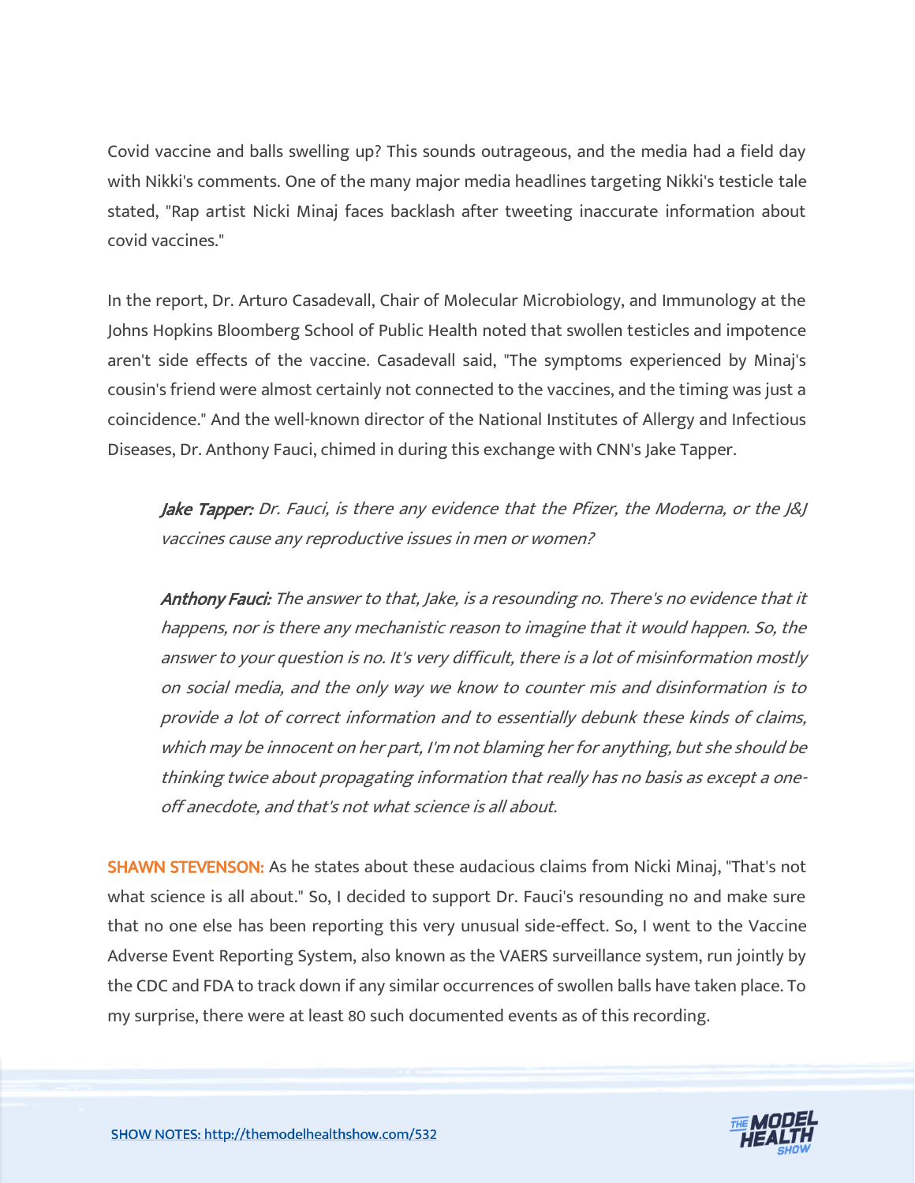Covid vaccine and balls swelling up? This sounds outrageous, and the media had a field day with Nikki's comments. One of the many major media headlines targeting Nikki's testicle tale stated, "Rap artist Nicki Minaj faces backlash after tweeting inaccurate information about covid vaccines."

In the report, Dr. Arturo Casadevall, Chair of Molecular Microbiology, and Immunology at the Johns Hopkins Bloomberg School of Public Health noted that swollen testicles and impotence aren't side effects of the vaccine. Casadevall said, "The symptoms experienced by Minaj's cousin's friend were almost certainly not connected to the vaccines, and the timing was just a coincidence." And the well-known director of the National Institutes of Allergy and Infectious Diseases, Dr. Anthony Fauci, chimed in during this exchange with CNN's Jake Tapper.

> ***Jake Tapper:*** *Dr. Fauci, is there any evidence that the Pfizer, the Moderna, or the J&J vaccines cause any reproductive issues in men or women?*
>
> ***Anthony Fauci:*** *The answer to that, Jake, is a resounding no. There's no evidence that it happens, nor is there any mechanistic reason to imagine that it would happen. So, the answer to your question is no. It's very difficult, there is a lot of misinformation mostly on social media, and the only way we know to counter mis and disinformation is to provide a lot of correct information and to essentially debunk these kinds of claims, which may be innocent on her part, I'm not blaming her for anything, but she should be thinking twice about propagating information that really has no basis as except a one-off anecdote, and that's not what science is all about.*

**SHAWN STEVENSON:** As he states about these audacious claims from Nicki Minaj, "That's not what science is all about." So, I decided to support Dr. Fauci's resounding no and make sure that no one else has been reporting this very unusual side-effect. So, I went to the Vaccine Adverse Event Reporting System, also known as the VAERS surveillance system, run jointly by the CDC and FDA to track down if any similar occurrences of swollen balls have taken place. To my surprise, there were at least 80 such documented events as of this recording.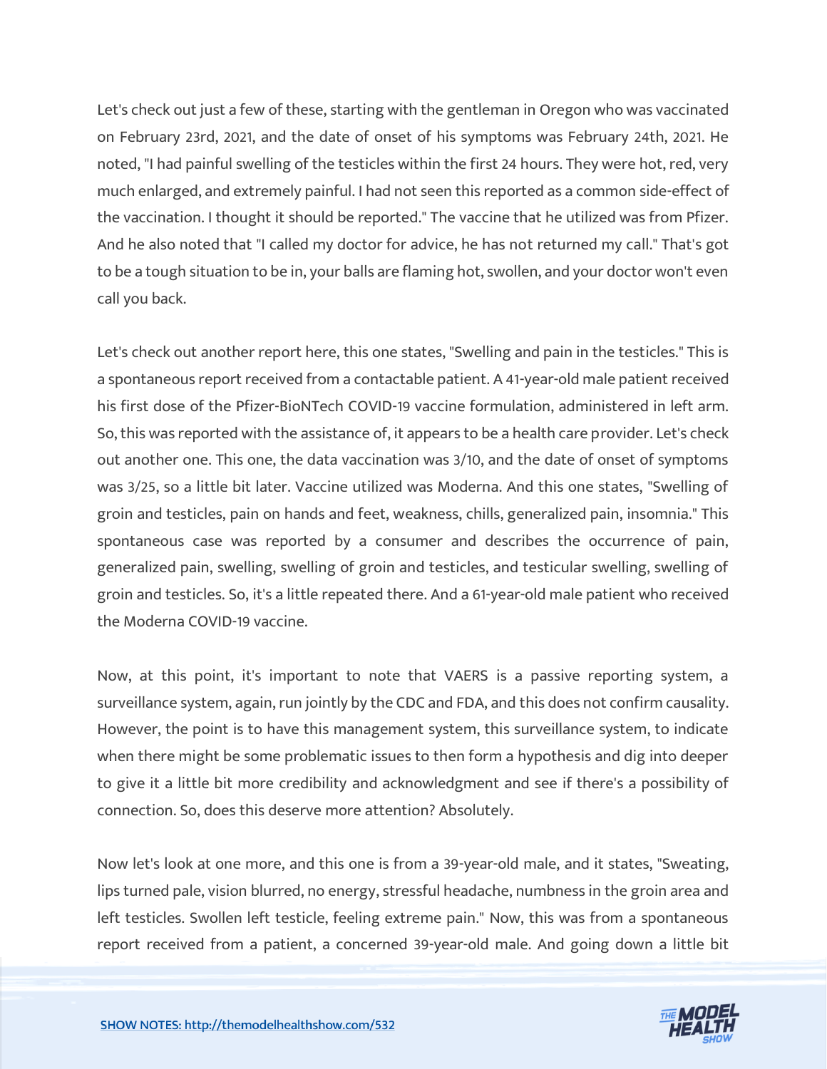Let's check out just a few of these, starting with the gentleman in Oregon who was vaccinated on February 23rd, 2021, and the date of onset of his symptoms was February 24th, 2021. He noted, "I had painful swelling of the testicles within the first 24 hours. They were hot, red, very much enlarged, and extremely painful. I had not seen this reported as a common side-effect of the vaccination. I thought it should be reported." The vaccine that he utilized was from Pfizer. And he also noted that "I called my doctor for advice, he has not returned my call." That's got to be a tough situation to be in, your balls are flaming hot, swollen, and your doctor won't even call you back.

Let's check out another report here, this one states, "Swelling and pain in the testicles." This is a spontaneous report received from a contactable patient. A 41-year-old male patient received his first dose of the Pfizer-BioNTech COVID-19 vaccine formulation, administered in left arm. So, this was reported with the assistance of, it appears to be a health care provider. Let's check out another one. This one, the data vaccination was 3/10, and the date of onset of symptoms was 3/25, so a little bit later. Vaccine utilized was Moderna. And this one states, "Swelling of groin and testicles, pain on hands and feet, weakness, chills, generalized pain, insomnia." This spontaneous case was reported by a consumer and describes the occurrence of pain, generalized pain, swelling, swelling of groin and testicles, and testicular swelling, swelling of groin and testicles. So, it's a little repeated there. And a 61-year-old male patient who received the Moderna COVID-19 vaccine.

Now, at this point, it's important to note that VAERS is a passive reporting system, a surveillance system, again, run jointly by the CDC and FDA, and this does not confirm causality. However, the point is to have this management system, this surveillance system, to indicate when there might be some problematic issues to then form a hypothesis and dig into deeper to give it a little bit more credibility and acknowledgment and see if there's a possibility of connection. So, does this deserve more attention? Absolutely.

Now let's look at one more, and this one is from a 39-year-old male, and it states, "Sweating, lips turned pale, vision blurred, no energy, stressful headache, numbness in the groin area and left testicles. Swollen left testicle, feeling extreme pain." Now, this was from a spontaneous report received from a patient, a concerned 39-year-old male. And going down a little bit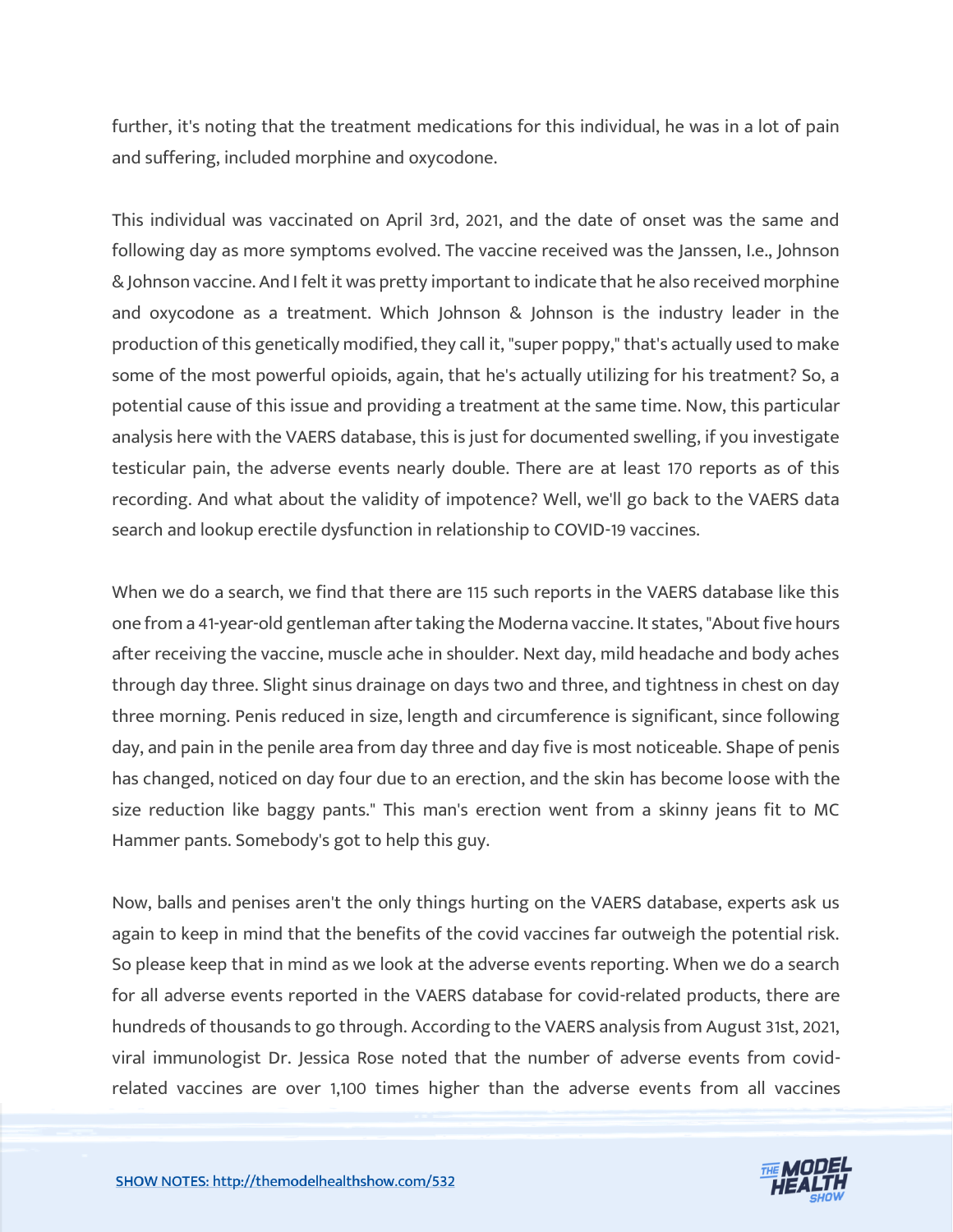further, it's noting that the treatment medications for this individual, he was in a lot of pain and suffering, included morphine and oxycodone.

This individual was vaccinated on April 3rd, 2021, and the date of onset was the same and following day as more symptoms evolved. The vaccine received was the Janssen, I.e., Johnson & Johnson vaccine. And I felt it was pretty important to indicate that he also received morphine and oxycodone as a treatment. Which Johnson & Johnson is the industry leader in the production of this genetically modified, they call it, "super poppy," that's actually used to make some of the most powerful opioids, again, that he's actually utilizing for his treatment? So, a potential cause of this issue and providing a treatment at the same time. Now, this particular analysis here with the VAERS database, this is just for documented swelling, if you investigate testicular pain, the adverse events nearly double. There are at least 170 reports as of this recording. And what about the validity of impotence? Well, we'll go back to the VAERS data search and lookup erectile dysfunction in relationship to COVID-19 vaccines.

When we do a search, we find that there are 115 such reports in the VAERS database like this one from a 41-year-old gentleman after taking the Moderna vaccine. It states, "About five hours after receiving the vaccine, muscle ache in shoulder. Next day, mild headache and body aches through day three. Slight sinus drainage on days two and three, and tightness in chest on day three morning. Penis reduced in size, length and circumference is significant, since following day, and pain in the penile area from day three and day five is most noticeable. Shape of penis has changed, noticed on day four due to an erection, and the skin has become loose with the size reduction like baggy pants." This man's erection went from a skinny jeans fit to MC Hammer pants. Somebody's got to help this guy.

Now, balls and penises aren't the only things hurting on the VAERS database, experts ask us again to keep in mind that the benefits of the covid vaccines far outweigh the potential risk. So please keep that in mind as we look at the adverse events reporting. When we do a search for all adverse events reported in the VAERS database for covid-related products, there are hundreds of thousands to go through. According to the VAERS analysis from August 31st, 2021, viral immunologist Dr. Jessica Rose noted that the number of adverse events from covid-related vaccines are over 1,100 times higher than the adverse events from all vaccines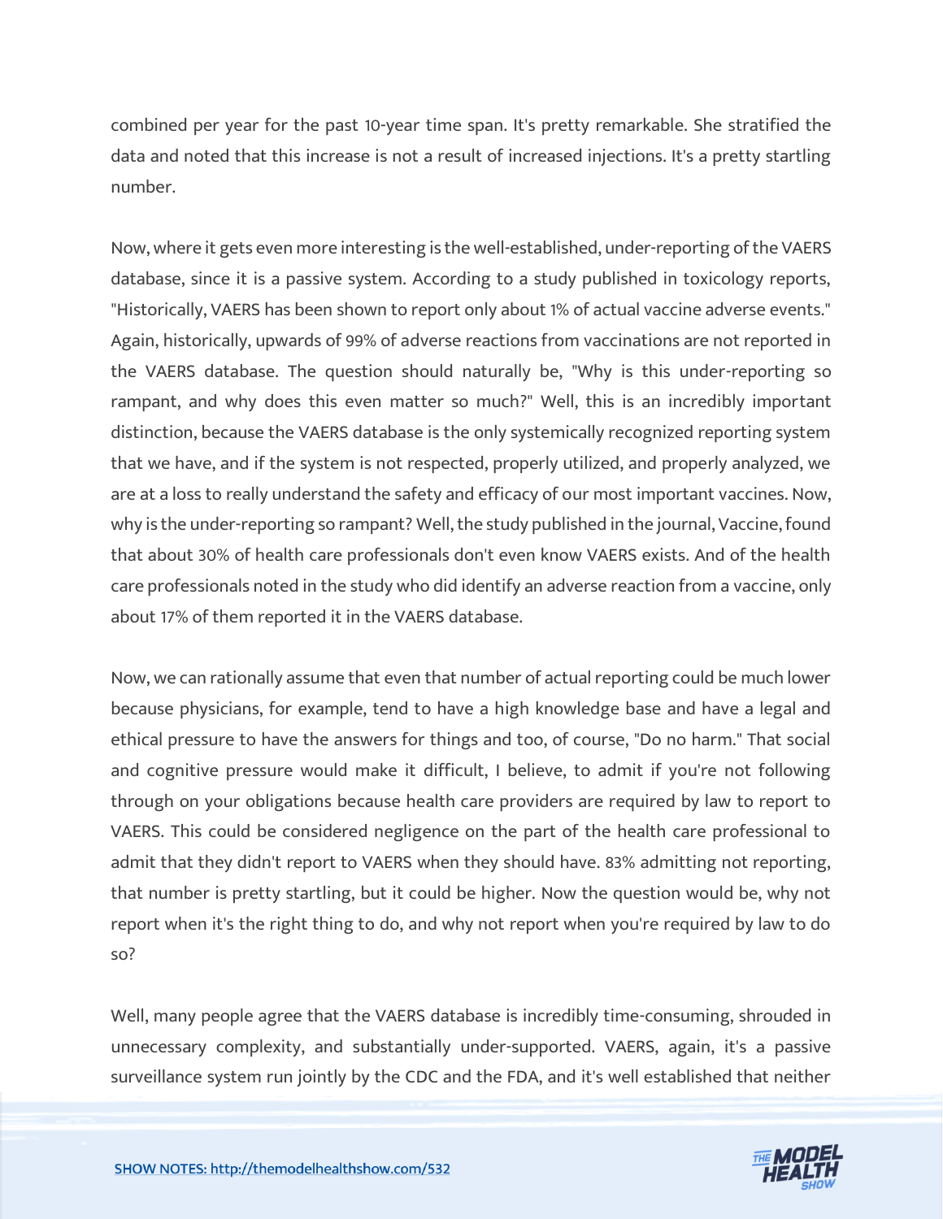combined per year for the past 10-year time span. It's pretty remarkable. She stratified the data and noted that this increase is not a result of increased injections. It's a pretty startling number.

Now, where it gets even more interesting is the well-established, under-reporting of the VAERS database, since it is a passive system. According to a study published in toxicology reports, "Historically, VAERS has been shown to report only about 1% of actual vaccine adverse events." Again, historically, upwards of 99% of adverse reactions from vaccinations are not reported in the VAERS database. The question should naturally be, "Why is this under-reporting so rampant, and why does this even matter so much?" Well, this is an incredibly important distinction, because the VAERS database is the only systemically recognized reporting system that we have, and if the system is not respected, properly utilized, and properly analyzed, we are at a loss to really understand the safety and efficacy of our most important vaccines. Now, why is the under-reporting so rampant? Well, the study published in the journal, Vaccine, found that about 30% of health care professionals don't even know VAERS exists. And of the health care professionals noted in the study who did identify an adverse reaction from a vaccine, only about 17% of them reported it in the VAERS database.

Now, we can rationally assume that even that number of actual reporting could be much lower because physicians, for example, tend to have a high knowledge base and have a legal and ethical pressure to have the answers for things and too, of course, "Do no harm." That social and cognitive pressure would make it difficult, I believe, to admit if you're not following through on your obligations because health care providers are required by law to report to VAERS. This could be considered negligence on the part of the health care professional to admit that they didn't report to VAERS when they should have. 83% admitting not reporting, that number is pretty startling, but it could be higher. Now the question would be, why not report when it's the right thing to do, and why not report when you're required by law to do so?

Well, many people agree that the VAERS database is incredibly time-consuming, shrouded in unnecessary complexity, and substantially under-supported. VAERS, again, it's a passive surveillance system run jointly by the CDC and the FDA, and it's well established that neither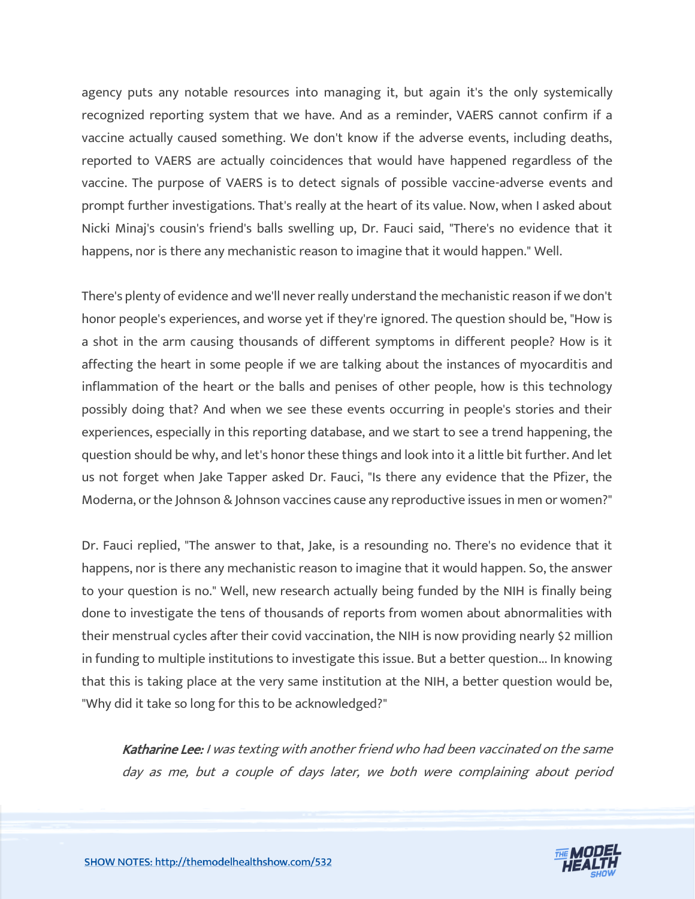agency puts any notable resources into managing it, but again it's the only systemically recognized reporting system that we have. And as a reminder, VAERS cannot confirm if a vaccine actually caused something. We don't know if the adverse events, including deaths, reported to VAERS are actually coincidences that would have happened regardless of the vaccine. The purpose of VAERS is to detect signals of possible vaccine-adverse events and prompt further investigations. That's really at the heart of its value. Now, when I asked about Nicki Minaj's cousin's friend's balls swelling up, Dr. Fauci said, "There's no evidence that it happens, nor is there any mechanistic reason to imagine that it would happen." Well.

There's plenty of evidence and we'll never really understand the mechanistic reason if we don't honor people's experiences, and worse yet if they're ignored. The question should be, "How is a shot in the arm causing thousands of different symptoms in different people? How is it affecting the heart in some people if we are talking about the instances of myocarditis and inflammation of the heart or the balls and penises of other people, how is this technology possibly doing that? And when we see these events occurring in people's stories and their experiences, especially in this reporting database, and we start to see a trend happening, the question should be why, and let's honor these things and look into it a little bit further. And let us not forget when Jake Tapper asked Dr. Fauci, "Is there any evidence that the Pfizer, the Moderna, or the Johnson & Johnson vaccines cause any reproductive issues in men or women?"

Dr. Fauci replied, "The answer to that, Jake, is a resounding no. There's no evidence that it happens, nor is there any mechanistic reason to imagine that it would happen. So, the answer to your question is no." Well, new research actually being funded by the NIH is finally being done to investigate the tens of thousands of reports from women about abnormalities with their menstrual cycles after their covid vaccination, the NIH is now providing nearly $2 million in funding to multiple institutions to investigate this issue. But a better question... In knowing that this is taking place at the very same institution at the NIH, a better question would be, "Why did it take so long for this to be acknowledged?"

> ***Katharine Lee:*** *I was texting with another friend who had been vaccinated on the same day as me, but a couple of days later, we both were complaining about period*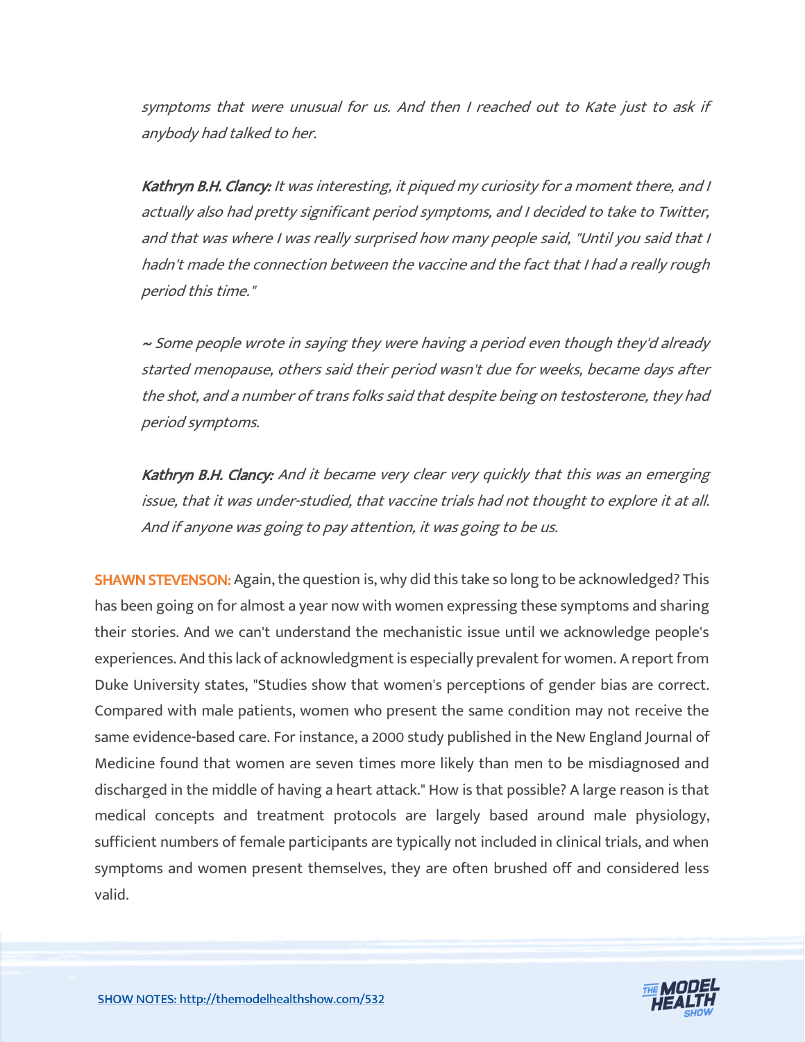*symptoms that were unusual for us. And then I reached out to Kate just to ask if anybody had talked to her.*

***Kathryn B.H. Clancy:*** *It was interesting, it piqued my curiosity for a moment there, and I actually also had pretty significant period symptoms, and I decided to take to Twitter, and that was where I was really surprised how many people said, "Until you said that I hadn't made the connection between the vaccine and the fact that I had a really rough period this time."*

*~ Some people wrote in saying they were having a period even though they'd already started menopause, others said their period wasn't due for weeks, became days after the shot, and a number of trans folks said that despite being on testosterone, they had period symptoms.*

***Kathryn B.H. Clancy:*** *And it became very clear very quickly that this was an emerging issue, that it was under-studied, that vaccine trials had not thought to explore it at all. And if anyone was going to pay attention, it was going to be us.*

**SHAWN STEVENSON:** Again, the question is, why did this take so long to be acknowledged? This has been going on for almost a year now with women expressing these symptoms and sharing their stories. And we can't understand the mechanistic issue until we acknowledge people's experiences. And this lack of acknowledgment is especially prevalent for women. A report from Duke University states, "Studies show that women's perceptions of gender bias are correct. Compared with male patients, women who present the same condition may not receive the same evidence-based care. For instance, a 2000 study published in the New England Journal of Medicine found that women are seven times more likely than men to be misdiagnosed and discharged in the middle of having a heart attack." How is that possible? A large reason is that medical concepts and treatment protocols are largely based around male physiology, sufficient numbers of female participants are typically not included in clinical trials, and when symptoms and women present themselves, they are often brushed off and considered less valid.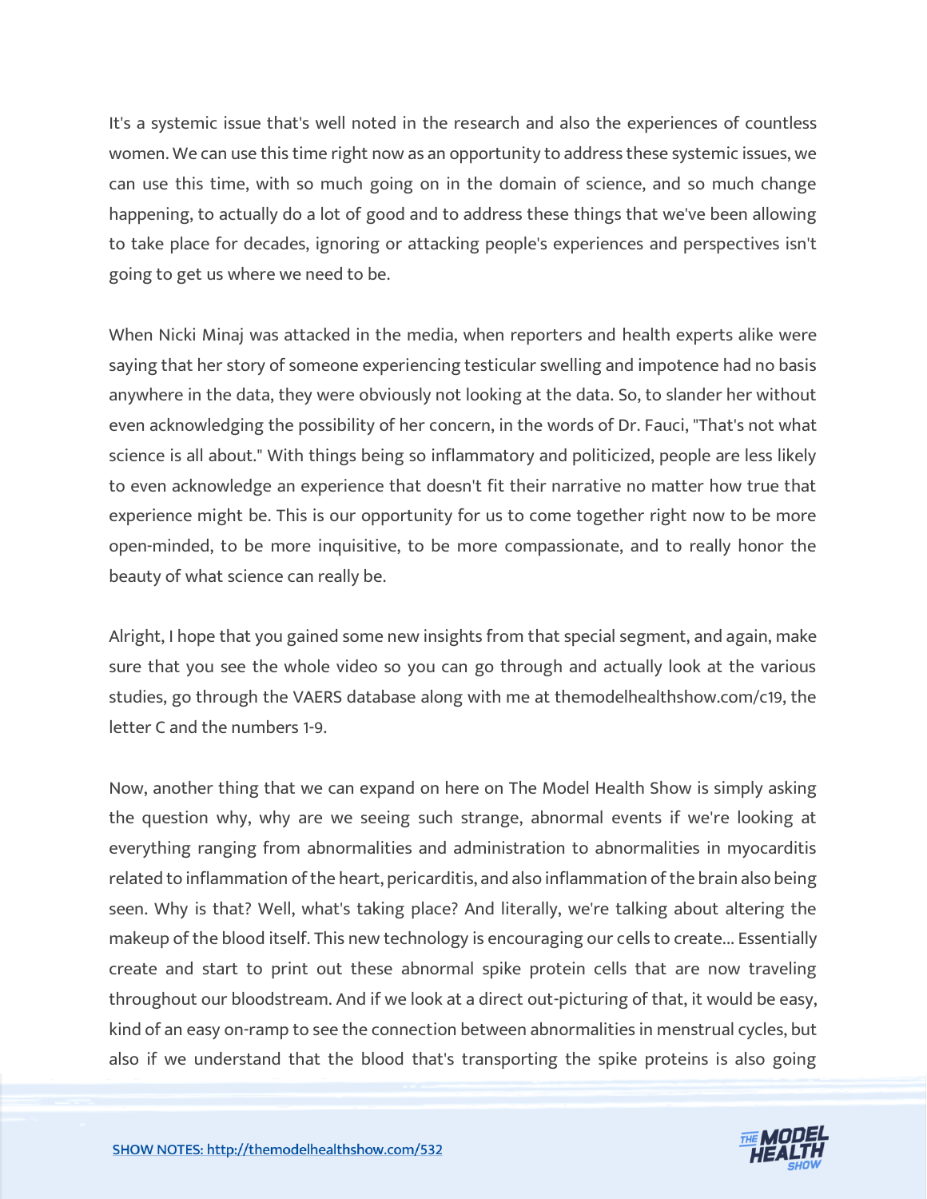It's a systemic issue that's well noted in the research and also the experiences of countless women. We can use this time right now as an opportunity to address these systemic issues, we can use this time, with so much going on in the domain of science, and so much change happening, to actually do a lot of good and to address these things that we've been allowing to take place for decades, ignoring or attacking people's experiences and perspectives isn't going to get us where we need to be.

When Nicki Minaj was attacked in the media, when reporters and health experts alike were saying that her story of someone experiencing testicular swelling and impotence had no basis anywhere in the data, they were obviously not looking at the data. So, to slander her without even acknowledging the possibility of her concern, in the words of Dr. Fauci, "That's not what science is all about." With things being so inflammatory and politicized, people are less likely to even acknowledge an experience that doesn't fit their narrative no matter how true that experience might be. This is our opportunity for us to come together right now to be more open-minded, to be more inquisitive, to be more compassionate, and to really honor the beauty of what science can really be.

Alright, I hope that you gained some new insights from that special segment, and again, make sure that you see the whole video so you can go through and actually look at the various studies, go through the VAERS database along with me at themodelhealthshow.com/c19, the letter C and the numbers 1-9.

Now, another thing that we can expand on here on The Model Health Show is simply asking the question why, why are we seeing such strange, abnormal events if we're looking at everything ranging from abnormalities and administration to abnormalities in myocarditis related to inflammation of the heart, pericarditis, and also inflammation of the brain also being seen. Why is that? Well, what's taking place? And literally, we're talking about altering the makeup of the blood itself. This new technology is encouraging our cells to create... Essentially create and start to print out these abnormal spike protein cells that are now traveling throughout our bloodstream. And if we look at a direct out-picturing of that, it would be easy, kind of an easy on-ramp to see the connection between abnormalities in menstrual cycles, but also if we understand that the blood that's transporting the spike proteins is also going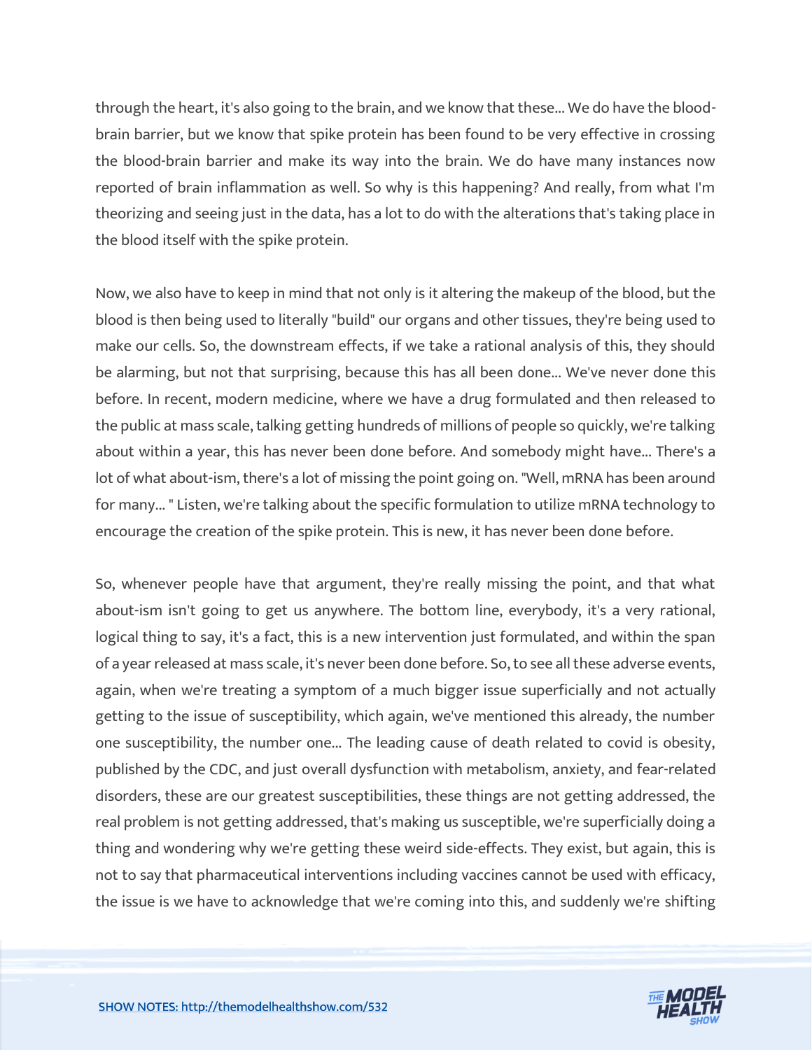through the heart, it's also going to the brain, and we know that these... We do have the blood-brain barrier, but we know that spike protein has been found to be very effective in crossing the blood-brain barrier and make its way into the brain. We do have many instances now reported of brain inflammation as well. So why is this happening? And really, from what I'm theorizing and seeing just in the data, has a lot to do with the alterations that's taking place in the blood itself with the spike protein.

Now, we also have to keep in mind that not only is it altering the makeup of the blood, but the blood is then being used to literally "build" our organs and other tissues, they're being used to make our cells. So, the downstream effects, if we take a rational analysis of this, they should be alarming, but not that surprising, because this has all been done... We've never done this before. In recent, modern medicine, where we have a drug formulated and then released to the public at mass scale, talking getting hundreds of millions of people so quickly, we're talking about within a year, this has never been done before. And somebody might have... There's a lot of what about-ism, there's a lot of missing the point going on. "Well, mRNA has been around for many... " Listen, we're talking about the specific formulation to utilize mRNA technology to encourage the creation of the spike protein. This is new, it has never been done before.

So, whenever people have that argument, they're really missing the point, and that what about-ism isn't going to get us anywhere. The bottom line, everybody, it's a very rational, logical thing to say, it's a fact, this is a new intervention just formulated, and within the span of a year released at mass scale, it's never been done before. So, to see all these adverse events, again, when we're treating a symptom of a much bigger issue superficially and not actually getting to the issue of susceptibility, which again, we've mentioned this already, the number one susceptibility, the number one... The leading cause of death related to covid is obesity, published by the CDC, and just overall dysfunction with metabolism, anxiety, and fear-related disorders, these are our greatest susceptibilities, these things are not getting addressed, the real problem is not getting addressed, that's making us susceptible, we're superficially doing a thing and wondering why we're getting these weird side-effects. They exist, but again, this is not to say that pharmaceutical interventions including vaccines cannot be used with efficacy, the issue is we have to acknowledge that we're coming into this, and suddenly we're shifting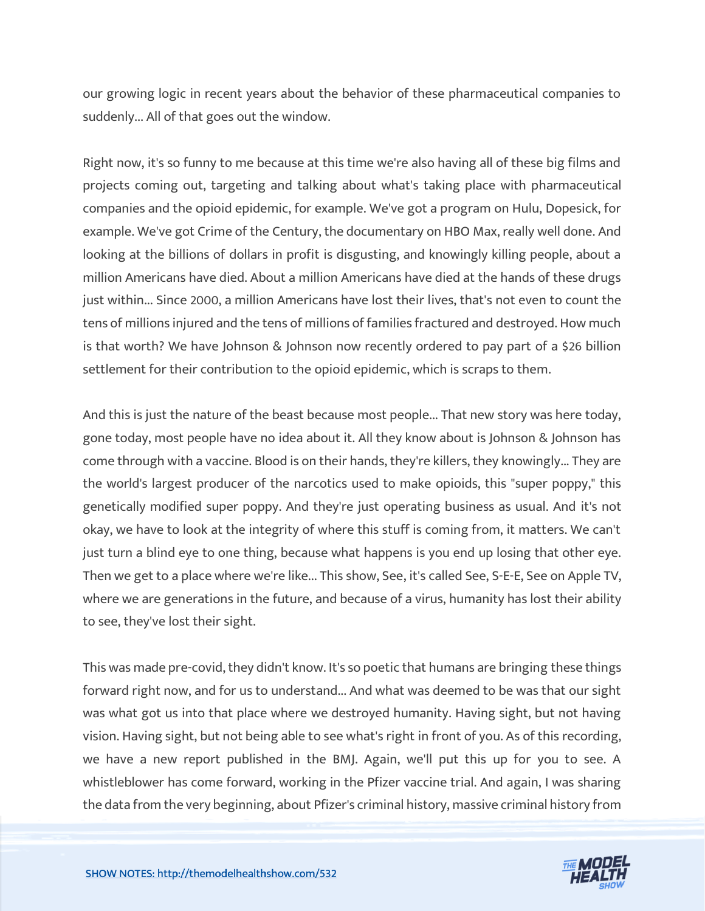our growing logic in recent years about the behavior of these pharmaceutical companies to suddenly... All of that goes out the window.

Right now, it's so funny to me because at this time we're also having all of these big films and projects coming out, targeting and talking about what's taking place with pharmaceutical companies and the opioid epidemic, for example. We've got a program on Hulu, Dopesick, for example. We've got Crime of the Century, the documentary on HBO Max, really well done. And looking at the billions of dollars in profit is disgusting, and knowingly killing people, about a million Americans have died. About a million Americans have died at the hands of these drugs just within... Since 2000, a million Americans have lost their lives, that's not even to count the tens of millions injured and the tens of millions of families fractured and destroyed. How much is that worth? We have Johnson & Johnson now recently ordered to pay part of a $26 billion settlement for their contribution to the opioid epidemic, which is scraps to them.

And this is just the nature of the beast because most people... That new story was here today, gone today, most people have no idea about it. All they know about is Johnson & Johnson has come through with a vaccine. Blood is on their hands, they're killers, they knowingly... They are the world's largest producer of the narcotics used to make opioids, this "super poppy," this genetically modified super poppy. And they're just operating business as usual. And it's not okay, we have to look at the integrity of where this stuff is coming from, it matters. We can't just turn a blind eye to one thing, because what happens is you end up losing that other eye. Then we get to a place where we're like... This show, See, it's called See, S-E-E, See on Apple TV, where we are generations in the future, and because of a virus, humanity has lost their ability to see, they've lost their sight.

This was made pre-covid, they didn't know. It's so poetic that humans are bringing these things forward right now, and for us to understand... And what was deemed to be was that our sight was what got us into that place where we destroyed humanity. Having sight, but not having vision. Having sight, but not being able to see what's right in front of you. As of this recording, we have a new report published in the BMJ. Again, we'll put this up for you to see. A whistleblower has come forward, working in the Pfizer vaccine trial. And again, I was sharing the data from the very beginning, about Pfizer's criminal history, massive criminal history from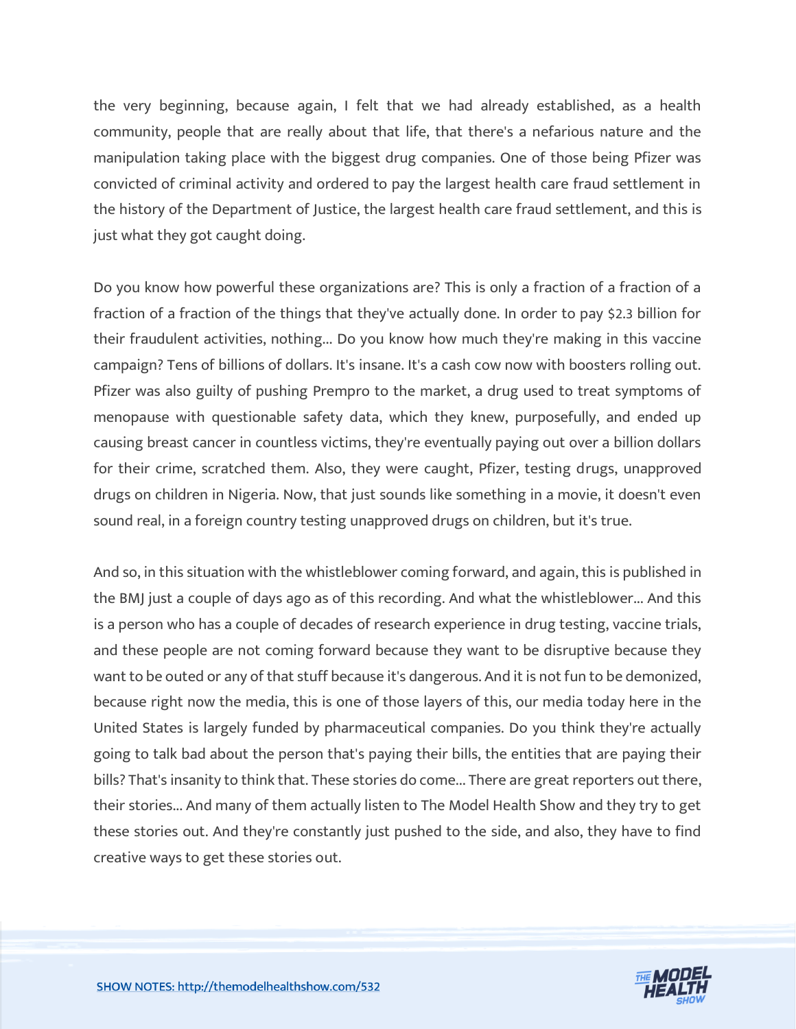the very beginning, because again, I felt that we had already established, as a health community, people that are really about that life, that there's a nefarious nature and the manipulation taking place with the biggest drug companies. One of those being Pfizer was convicted of criminal activity and ordered to pay the largest health care fraud settlement in the history of the Department of Justice, the largest health care fraud settlement, and this is just what they got caught doing.

Do you know how powerful these organizations are? This is only a fraction of a fraction of a fraction of a fraction of the things that they've actually done. In order to pay $2.3 billion for their fraudulent activities, nothing... Do you know how much they're making in this vaccine campaign? Tens of billions of dollars. It's insane. It's a cash cow now with boosters rolling out. Pfizer was also guilty of pushing Prempro to the market, a drug used to treat symptoms of menopause with questionable safety data, which they knew, purposefully, and ended up causing breast cancer in countless victims, they're eventually paying out over a billion dollars for their crime, scratched them. Also, they were caught, Pfizer, testing drugs, unapproved drugs on children in Nigeria. Now, that just sounds like something in a movie, it doesn't even sound real, in a foreign country testing unapproved drugs on children, but it's true.

And so, in this situation with the whistleblower coming forward, and again, this is published in the BMJ just a couple of days ago as of this recording. And what the whistleblower... And this is a person who has a couple of decades of research experience in drug testing, vaccine trials, and these people are not coming forward because they want to be disruptive because they want to be outed or any of that stuff because it's dangerous. And it is not fun to be demonized, because right now the media, this is one of those layers of this, our media today here in the United States is largely funded by pharmaceutical companies. Do you think they're actually going to talk bad about the person that's paying their bills, the entities that are paying their bills? That's insanity to think that. These stories do come... There are great reporters out there, their stories... And many of them actually listen to The Model Health Show and they try to get these stories out. And they're constantly just pushed to the side, and also, they have to find creative ways to get these stories out.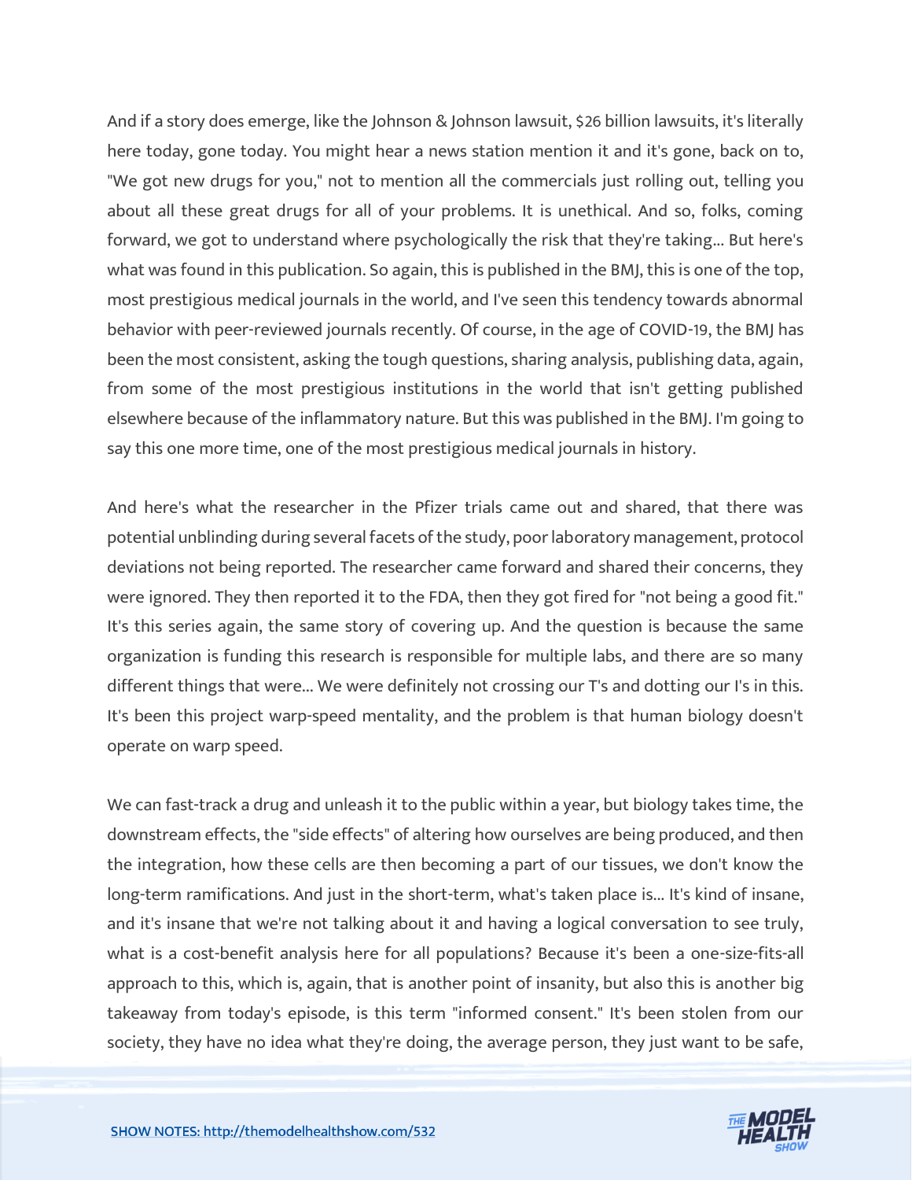And if a story does emerge, like the Johnson & Johnson lawsuit, $26 billion lawsuits, it's literally here today, gone today. You might hear a news station mention it and it's gone, back on to, "We got new drugs for you," not to mention all the commercials just rolling out, telling you about all these great drugs for all of your problems. It is unethical. And so, folks, coming forward, we got to understand where psychologically the risk that they're taking... But here's what was found in this publication. So again, this is published in the BMJ, this is one of the top, most prestigious medical journals in the world, and I've seen this tendency towards abnormal behavior with peer-reviewed journals recently. Of course, in the age of COVID-19, the BMJ has been the most consistent, asking the tough questions, sharing analysis, publishing data, again, from some of the most prestigious institutions in the world that isn't getting published elsewhere because of the inflammatory nature. But this was published in the BMJ. I'm going to say this one more time, one of the most prestigious medical journals in history.

And here's what the researcher in the Pfizer trials came out and shared, that there was potential unblinding during several facets of the study, poor laboratory management, protocol deviations not being reported. The researcher came forward and shared their concerns, they were ignored. They then reported it to the FDA, then they got fired for "not being a good fit." It's this series again, the same story of covering up. And the question is because the same organization is funding this research is responsible for multiple labs, and there are so many different things that were... We were definitely not crossing our T's and dotting our I's in this. It's been this project warp-speed mentality, and the problem is that human biology doesn't operate on warp speed.

We can fast-track a drug and unleash it to the public within a year, but biology takes time, the downstream effects, the "side effects" of altering how ourselves are being produced, and then the integration, how these cells are then becoming a part of our tissues, we don't know the long-term ramifications. And just in the short-term, what's taken place is... It's kind of insane, and it's insane that we're not talking about it and having a logical conversation to see truly, what is a cost-benefit analysis here for all populations? Because it's been a one-size-fits-all approach to this, which is, again, that is another point of insanity, but also this is another big takeaway from today's episode, is this term "informed consent." It's been stolen from our society, they have no idea what they're doing, the average person, they just want to be safe,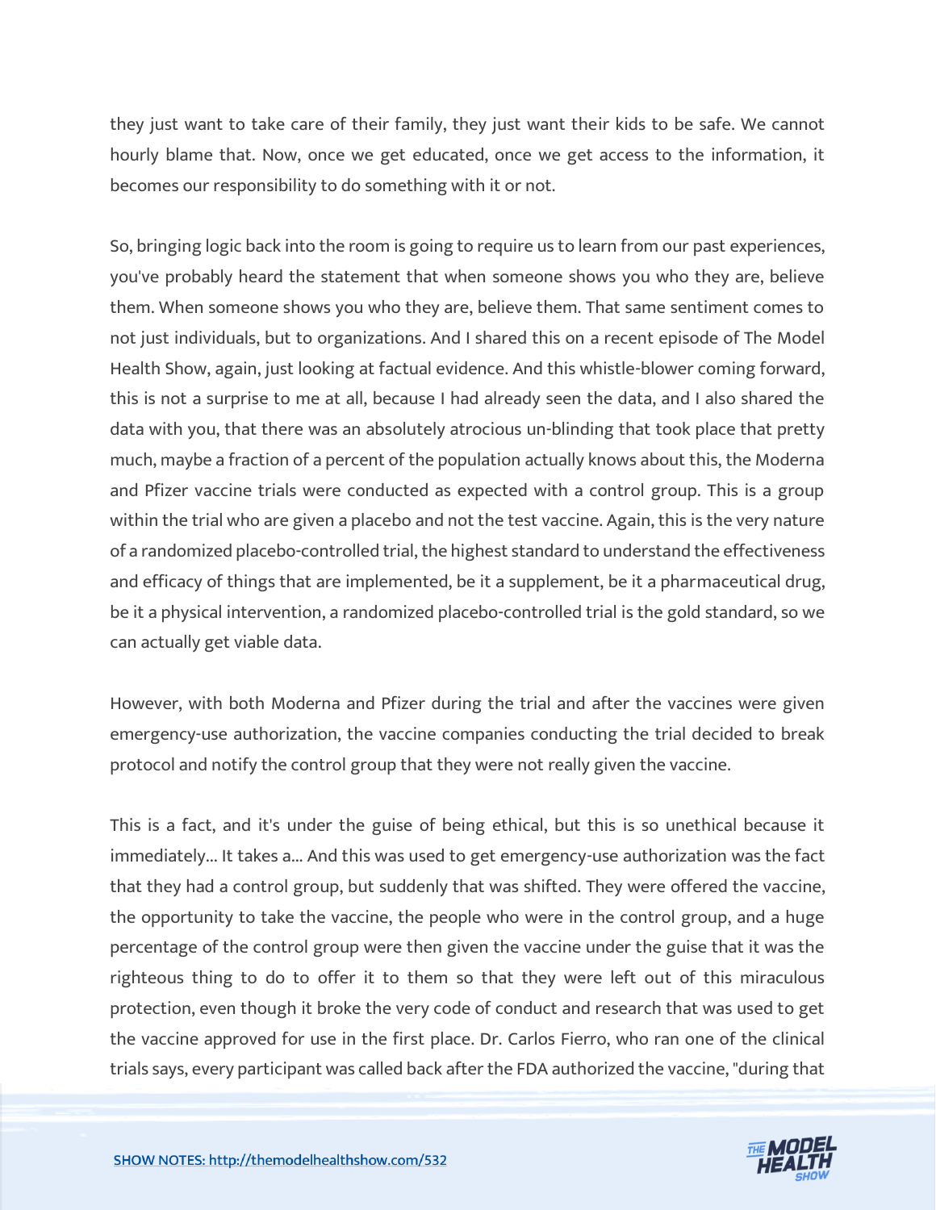they just want to take care of their family, they just want their kids to be safe. We cannot hourly blame that. Now, once we get educated, once we get access to the information, it becomes our responsibility to do something with it or not.

So, bringing logic back into the room is going to require us to learn from our past experiences, you've probably heard the statement that when someone shows you who they are, believe them. When someone shows you who they are, believe them. That same sentiment comes to not just individuals, but to organizations. And I shared this on a recent episode of The Model Health Show, again, just looking at factual evidence. And this whistle-blower coming forward, this is not a surprise to me at all, because I had already seen the data, and I also shared the data with you, that there was an absolutely atrocious un-blinding that took place that pretty much, maybe a fraction of a percent of the population actually knows about this, the Moderna and Pfizer vaccine trials were conducted as expected with a control group. This is a group within the trial who are given a placebo and not the test vaccine. Again, this is the very nature of a randomized placebo-controlled trial, the highest standard to understand the effectiveness and efficacy of things that are implemented, be it a supplement, be it a pharmaceutical drug, be it a physical intervention, a randomized placebo-controlled trial is the gold standard, so we can actually get viable data.

However, with both Moderna and Pfizer during the trial and after the vaccines were given emergency-use authorization, the vaccine companies conducting the trial decided to break protocol and notify the control group that they were not really given the vaccine.

This is a fact, and it's under the guise of being ethical, but this is so unethical because it immediately... It takes a... And this was used to get emergency-use authorization was the fact that they had a control group, but suddenly that was shifted. They were offered the vaccine, the opportunity to take the vaccine, the people who were in the control group, and a huge percentage of the control group were then given the vaccine under the guise that it was the righteous thing to do to offer it to them so that they were left out of this miraculous protection, even though it broke the very code of conduct and research that was used to get the vaccine approved for use in the first place. Dr. Carlos Fierro, who ran one of the clinical trials says, every participant was called back after the FDA authorized the vaccine, "during that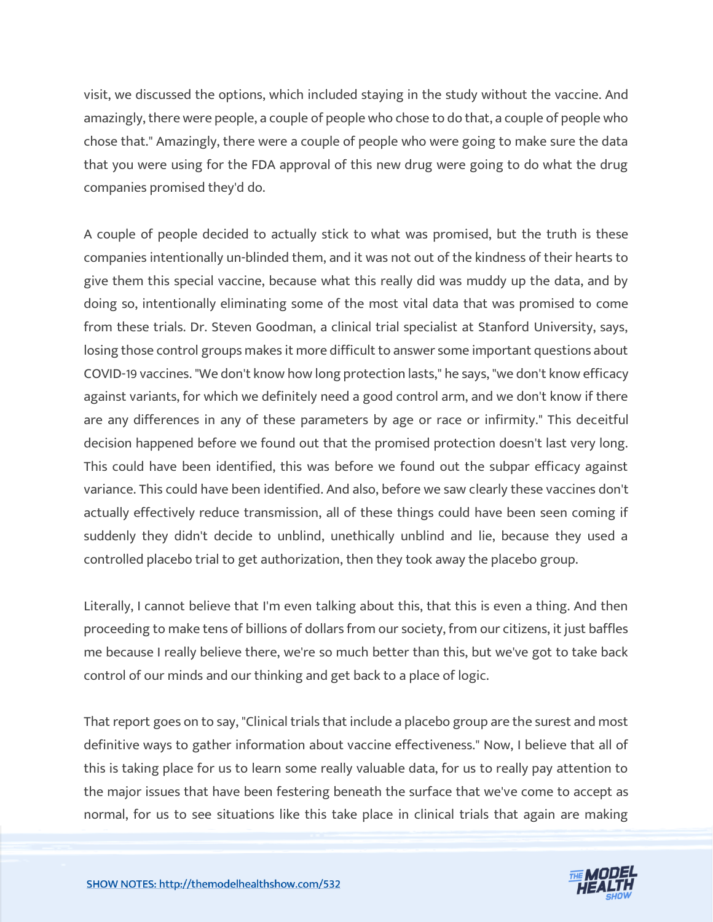visit, we discussed the options, which included staying in the study without the vaccine. And amazingly, there were people, a couple of people who chose to do that, a couple of people who chose that." Amazingly, there were a couple of people who were going to make sure the data that you were using for the FDA approval of this new drug were going to do what the drug companies promised they'd do.

A couple of people decided to actually stick to what was promised, but the truth is these companies intentionally un-blinded them, and it was not out of the kindness of their hearts to give them this special vaccine, because what this really did was muddy up the data, and by doing so, intentionally eliminating some of the most vital data that was promised to come from these trials. Dr. Steven Goodman, a clinical trial specialist at Stanford University, says, losing those control groups makes it more difficult to answer some important questions about COVID-19 vaccines. "We don't know how long protection lasts," he says, "we don't know efficacy against variants, for which we definitely need a good control arm, and we don't know if there are any differences in any of these parameters by age or race or infirmity." This deceitful decision happened before we found out that the promised protection doesn't last very long. This could have been identified, this was before we found out the subpar efficacy against variance. This could have been identified. And also, before we saw clearly these vaccines don't actually effectively reduce transmission, all of these things could have been seen coming if suddenly they didn't decide to unblind, unethically unblind and lie, because they used a controlled placebo trial to get authorization, then they took away the placebo group.

Literally, I cannot believe that I'm even talking about this, that this is even a thing. And then proceeding to make tens of billions of dollars from our society, from our citizens, it just baffles me because I really believe there, we're so much better than this, but we've got to take back control of our minds and our thinking and get back to a place of logic.

That report goes on to say, "Clinical trials that include a placebo group are the surest and most definitive ways to gather information about vaccine effectiveness." Now, I believe that all of this is taking place for us to learn some really valuable data, for us to really pay attention to the major issues that have been festering beneath the surface that we've come to accept as normal, for us to see situations like this take place in clinical trials that again are making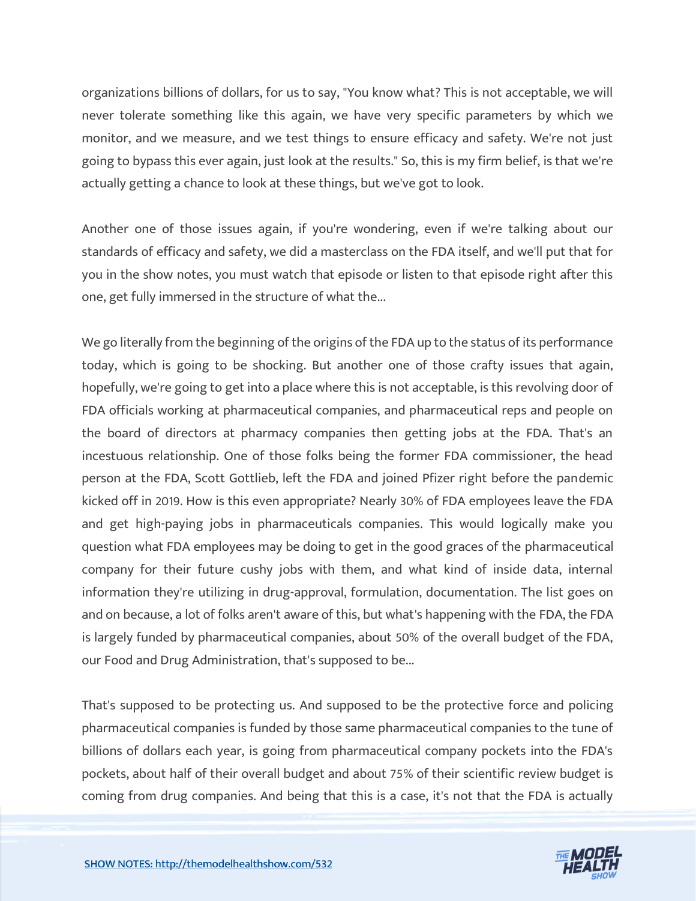organizations billions of dollars, for us to say, "You know what? This is not acceptable, we will never tolerate something like this again, we have very specific parameters by which we monitor, and we measure, and we test things to ensure efficacy and safety. We're not just going to bypass this ever again, just look at the results." So, this is my firm belief, is that we're actually getting a chance to look at these things, but we've got to look.

Another one of those issues again, if you're wondering, even if we're talking about our standards of efficacy and safety, we did a masterclass on the FDA itself, and we'll put that for you in the show notes, you must watch that episode or listen to that episode right after this one, get fully immersed in the structure of what the...

We go literally from the beginning of the origins of the FDA up to the status of its performance today, which is going to be shocking. But another one of those crafty issues that again, hopefully, we're going to get into a place where this is not acceptable, is this revolving door of FDA officials working at pharmaceutical companies, and pharmaceutical reps and people on the board of directors at pharmacy companies then getting jobs at the FDA. That's an incestuous relationship. One of those folks being the former FDA commissioner, the head person at the FDA, Scott Gottlieb, left the FDA and joined Pfizer right before the pandemic kicked off in 2019. How is this even appropriate? Nearly 30% of FDA employees leave the FDA and get high-paying jobs in pharmaceuticals companies. This would logically make you question what FDA employees may be doing to get in the good graces of the pharmaceutical company for their future cushy jobs with them, and what kind of inside data, internal information they're utilizing in drug-approval, formulation, documentation. The list goes on and on because, a lot of folks aren't aware of this, but what's happening with the FDA, the FDA is largely funded by pharmaceutical companies, about 50% of the overall budget of the FDA, our Food and Drug Administration, that's supposed to be...

That's supposed to be protecting us. And supposed to be the protective force and policing pharmaceutical companies is funded by those same pharmaceutical companies to the tune of billions of dollars each year, is going from pharmaceutical company pockets into the FDA's pockets, about half of their overall budget and about 75% of their scientific review budget is coming from drug companies. And being that this is a case, it's not that the FDA is actually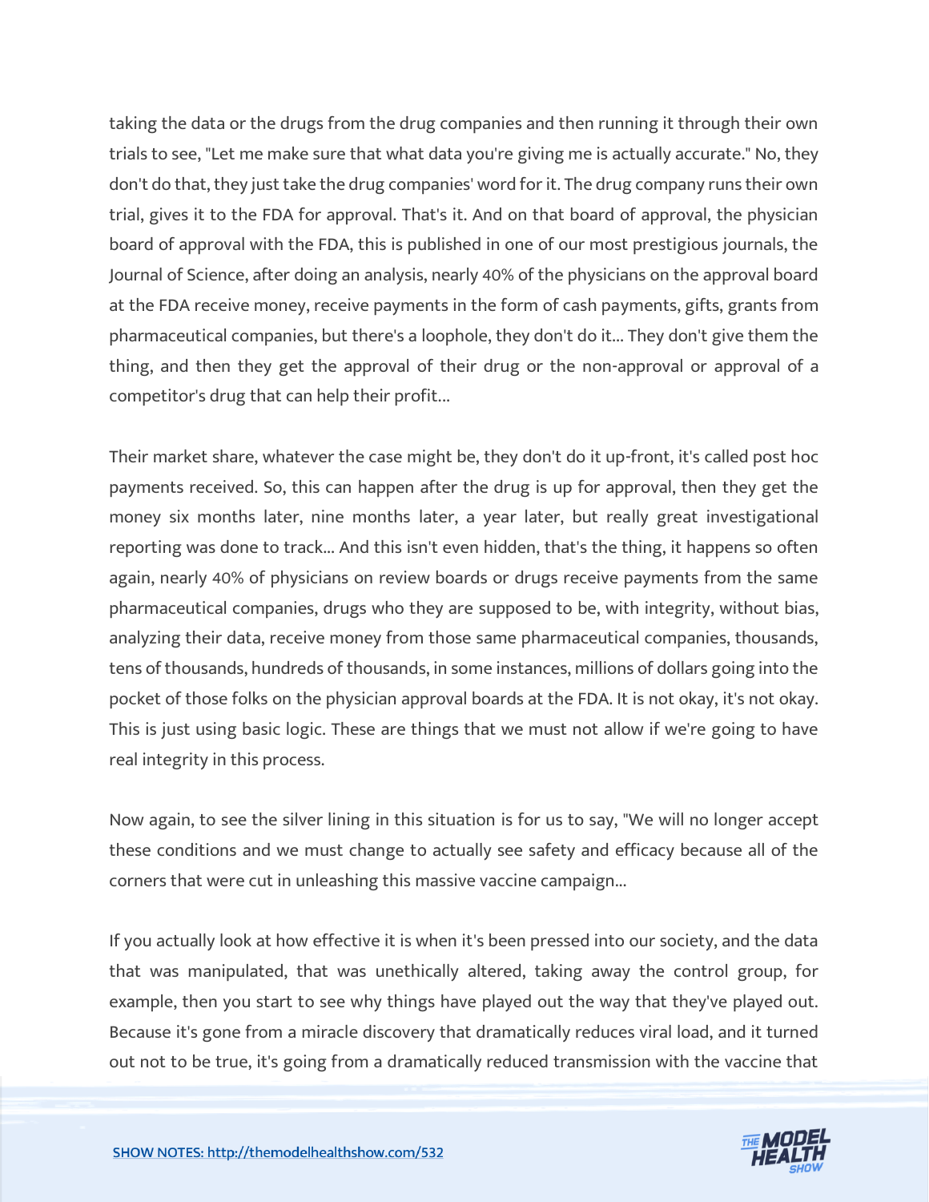taking the data or the drugs from the drug companies and then running it through their own trials to see, "Let me make sure that what data you're giving me is actually accurate." No, they don't do that, they just take the drug companies' word for it. The drug company runs their own trial, gives it to the FDA for approval. That's it. And on that board of approval, the physician board of approval with the FDA, this is published in one of our most prestigious journals, the Journal of Science, after doing an analysis, nearly 40% of the physicians on the approval board at the FDA receive money, receive payments in the form of cash payments, gifts, grants from pharmaceutical companies, but there's a loophole, they don't do it... They don't give them the thing, and then they get the approval of their drug or the non-approval or approval of a competitor's drug that can help their profit...

Their market share, whatever the case might be, they don't do it up-front, it's called post hoc payments received. So, this can happen after the drug is up for approval, then they get the money six months later, nine months later, a year later, but really great investigational reporting was done to track... And this isn't even hidden, that's the thing, it happens so often again, nearly 40% of physicians on review boards or drugs receive payments from the same pharmaceutical companies, drugs who they are supposed to be, with integrity, without bias, analyzing their data, receive money from those same pharmaceutical companies, thousands, tens of thousands, hundreds of thousands, in some instances, millions of dollars going into the pocket of those folks on the physician approval boards at the FDA. It is not okay, it's not okay. This is just using basic logic. These are things that we must not allow if we're going to have real integrity in this process.

Now again, to see the silver lining in this situation is for us to say, "We will no longer accept these conditions and we must change to actually see safety and efficacy because all of the corners that were cut in unleashing this massive vaccine campaign...

If you actually look at how effective it is when it's been pressed into our society, and the data that was manipulated, that was unethically altered, taking away the control group, for example, then you start to see why things have played out the way that they've played out. Because it's gone from a miracle discovery that dramatically reduces viral load, and it turned out not to be true, it's going from a dramatically reduced transmission with the vaccine that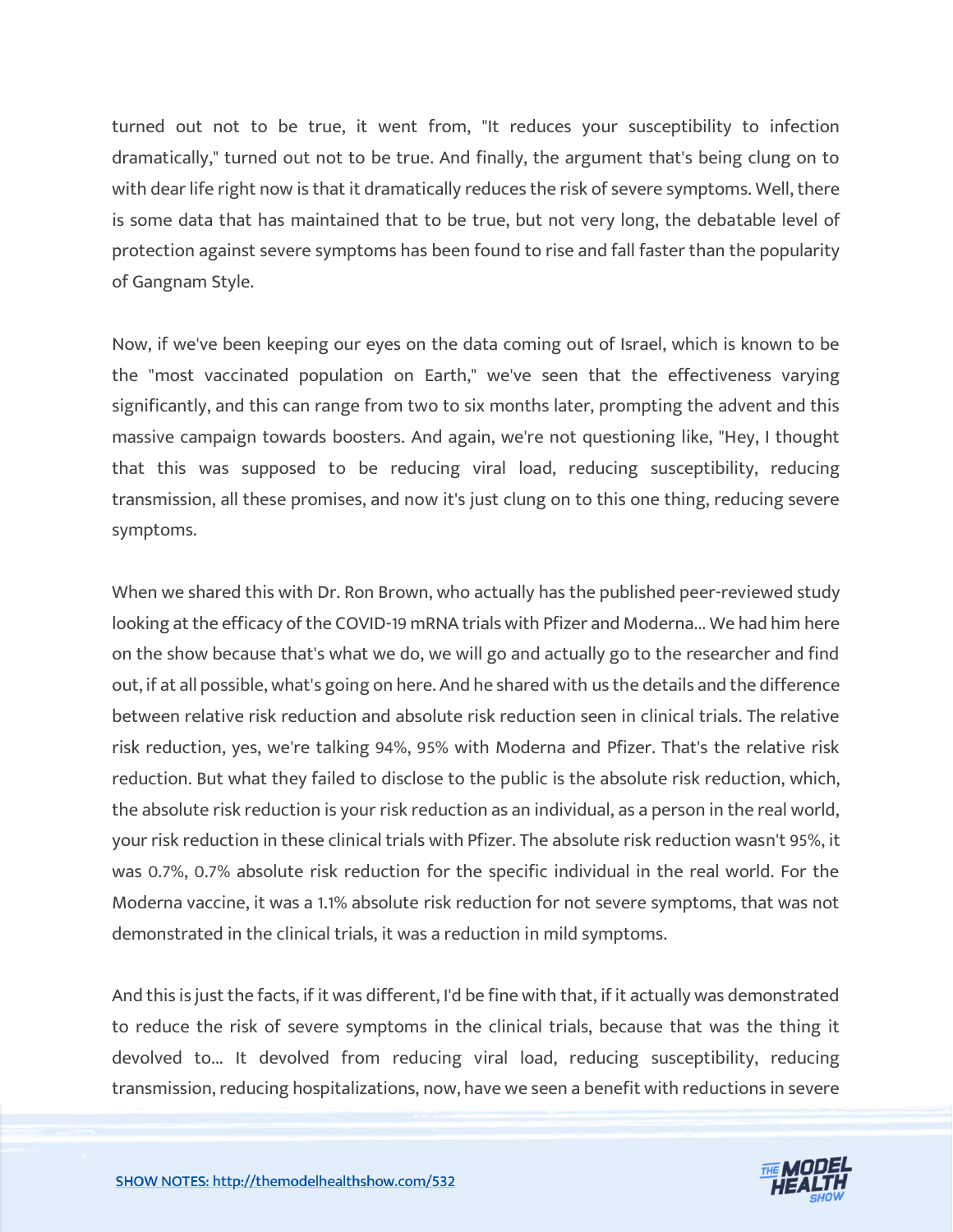turned out not to be true, it went from, "It reduces your susceptibility to infection dramatically," turned out not to be true. And finally, the argument that's being clung on to with dear life right now is that it dramatically reduces the risk of severe symptoms. Well, there is some data that has maintained that to be true, but not very long, the debatable level of protection against severe symptoms has been found to rise and fall faster than the popularity of Gangnam Style.

Now, if we've been keeping our eyes on the data coming out of Israel, which is known to be the "most vaccinated population on Earth," we've seen that the effectiveness varying significantly, and this can range from two to six months later, prompting the advent and this massive campaign towards boosters. And again, we're not questioning like, "Hey, I thought that this was supposed to be reducing viral load, reducing susceptibility, reducing transmission, all these promises, and now it's just clung on to this one thing, reducing severe symptoms.

When we shared this with Dr. Ron Brown, who actually has the published peer-reviewed study looking at the efficacy of the COVID-19 mRNA trials with Pfizer and Moderna... We had him here on the show because that's what we do, we will go and actually go to the researcher and find out, if at all possible, what's going on here. And he shared with us the details and the difference between relative risk reduction and absolute risk reduction seen in clinical trials. The relative risk reduction, yes, we're talking 94%, 95% with Moderna and Pfizer. That's the relative risk reduction. But what they failed to disclose to the public is the absolute risk reduction, which, the absolute risk reduction is your risk reduction as an individual, as a person in the real world, your risk reduction in these clinical trials with Pfizer. The absolute risk reduction wasn't 95%, it was 0.7%, 0.7% absolute risk reduction for the specific individual in the real world. For the Moderna vaccine, it was a 1.1% absolute risk reduction for not severe symptoms, that was not demonstrated in the clinical trials, it was a reduction in mild symptoms.

And this is just the facts, if it was different, I'd be fine with that, if it actually was demonstrated to reduce the risk of severe symptoms in the clinical trials, because that was the thing it devolved to... It devolved from reducing viral load, reducing susceptibility, reducing transmission, reducing hospitalizations, now, have we seen a benefit with reductions in severe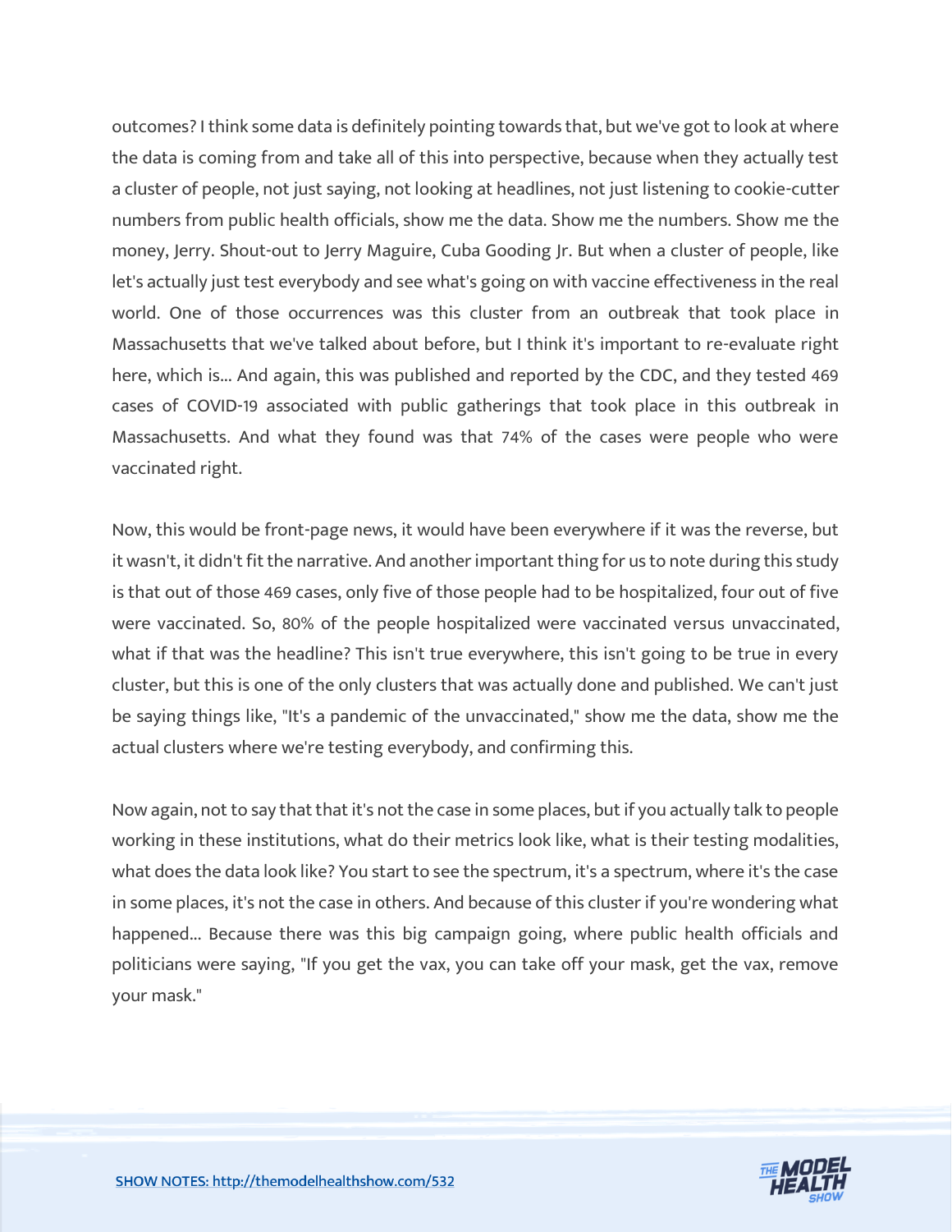outcomes? I think some data is definitely pointing towards that, but we've got to look at where the data is coming from and take all of this into perspective, because when they actually test a cluster of people, not just saying, not looking at headlines, not just listening to cookie-cutter numbers from public health officials, show me the data. Show me the numbers. Show me the money, Jerry. Shout-out to Jerry Maguire, Cuba Gooding Jr. But when a cluster of people, like let's actually just test everybody and see what's going on with vaccine effectiveness in the real world. One of those occurrences was this cluster from an outbreak that took place in Massachusetts that we've talked about before, but I think it's important to re-evaluate right here, which is... And again, this was published and reported by the CDC, and they tested 469 cases of COVID-19 associated with public gatherings that took place in this outbreak in Massachusetts. And what they found was that 74% of the cases were people who were vaccinated right.

Now, this would be front-page news, it would have been everywhere if it was the reverse, but it wasn't, it didn't fit the narrative. And another important thing for us to note during this study is that out of those 469 cases, only five of those people had to be hospitalized, four out of five were vaccinated. So, 80% of the people hospitalized were vaccinated versus unvaccinated, what if that was the headline? This isn't true everywhere, this isn't going to be true in every cluster, but this is one of the only clusters that was actually done and published. We can't just be saying things like, "It's a pandemic of the unvaccinated," show me the data, show me the actual clusters where we're testing everybody, and confirming this.

Now again, not to say that that it's not the case in some places, but if you actually talk to people working in these institutions, what do their metrics look like, what is their testing modalities, what does the data look like? You start to see the spectrum, it's a spectrum, where it's the case in some places, it's not the case in others. And because of this cluster if you're wondering what happened... Because there was this big campaign going, where public health officials and politicians were saying, "If you get the vax, you can take off your mask, get the vax, remove your mask."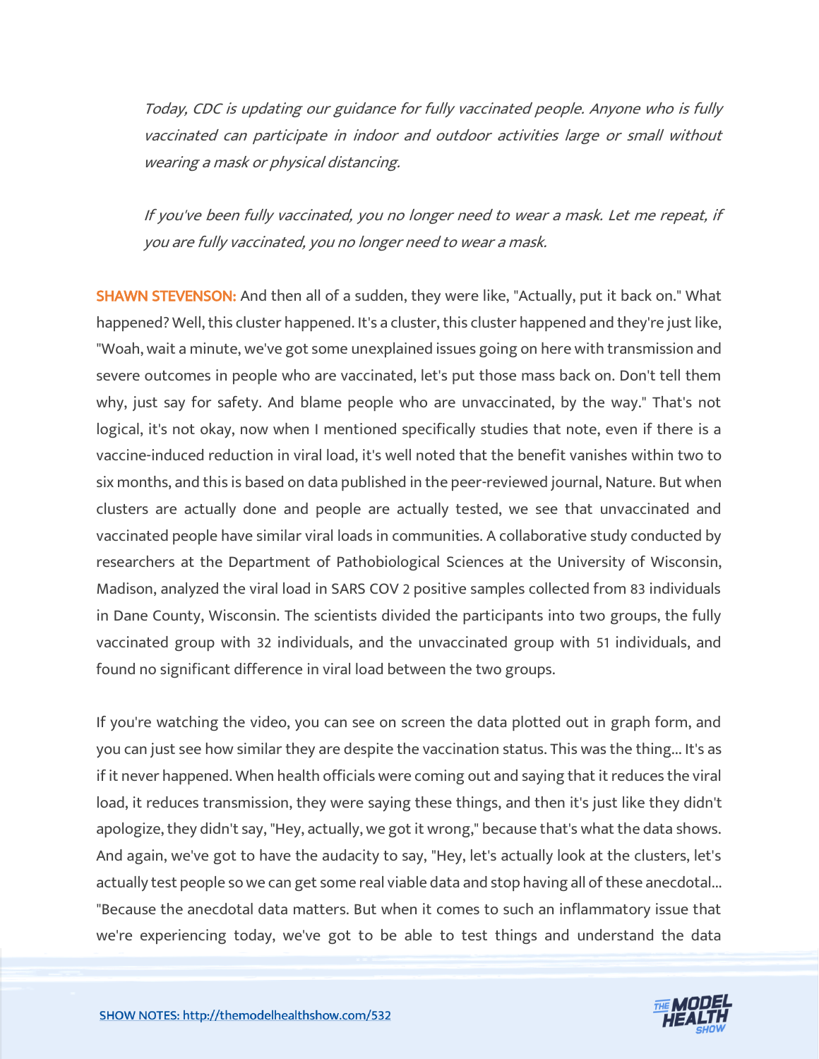*Today, CDC is updating our guidance for fully vaccinated people. Anyone who is fully vaccinated can participate in indoor and outdoor activities large or small without wearing a mask or physical distancing.*

*If you've been fully vaccinated, you no longer need to wear a mask. Let me repeat, if you are fully vaccinated, you no longer need to wear a mask.*

**SHAWN STEVENSON:** And then all of a sudden, they were like, "Actually, put it back on." What happened? Well, this cluster happened. It's a cluster, this cluster happened and they're just like, "Woah, wait a minute, we've got some unexplained issues going on here with transmission and severe outcomes in people who are vaccinated, let's put those mass back on. Don't tell them why, just say for safety. And blame people who are unvaccinated, by the way." That's not logical, it's not okay, now when I mentioned specifically studies that note, even if there is a vaccine-induced reduction in viral load, it's well noted that the benefit vanishes within two to six months, and this is based on data published in the peer-reviewed journal, Nature. But when clusters are actually done and people are actually tested, we see that unvaccinated and vaccinated people have similar viral loads in communities. A collaborative study conducted by researchers at the Department of Pathobiological Sciences at the University of Wisconsin, Madison, analyzed the viral load in SARS COV 2 positive samples collected from 83 individuals in Dane County, Wisconsin. The scientists divided the participants into two groups, the fully vaccinated group with 32 individuals, and the unvaccinated group with 51 individuals, and found no significant difference in viral load between the two groups.

If you're watching the video, you can see on screen the data plotted out in graph form, and you can just see how similar they are despite the vaccination status. This was the thing... It's as if it never happened. When health officials were coming out and saying that it reduces the viral load, it reduces transmission, they were saying these things, and then it's just like they didn't apologize, they didn't say, "Hey, actually, we got it wrong," because that's what the data shows. And again, we've got to have the audacity to say, "Hey, let's actually look at the clusters, let's actually test people so we can get some real viable data and stop having all of these anecdotal... "Because the anecdotal data matters. But when it comes to such an inflammatory issue that we're experiencing today, we've got to be able to test things and understand the data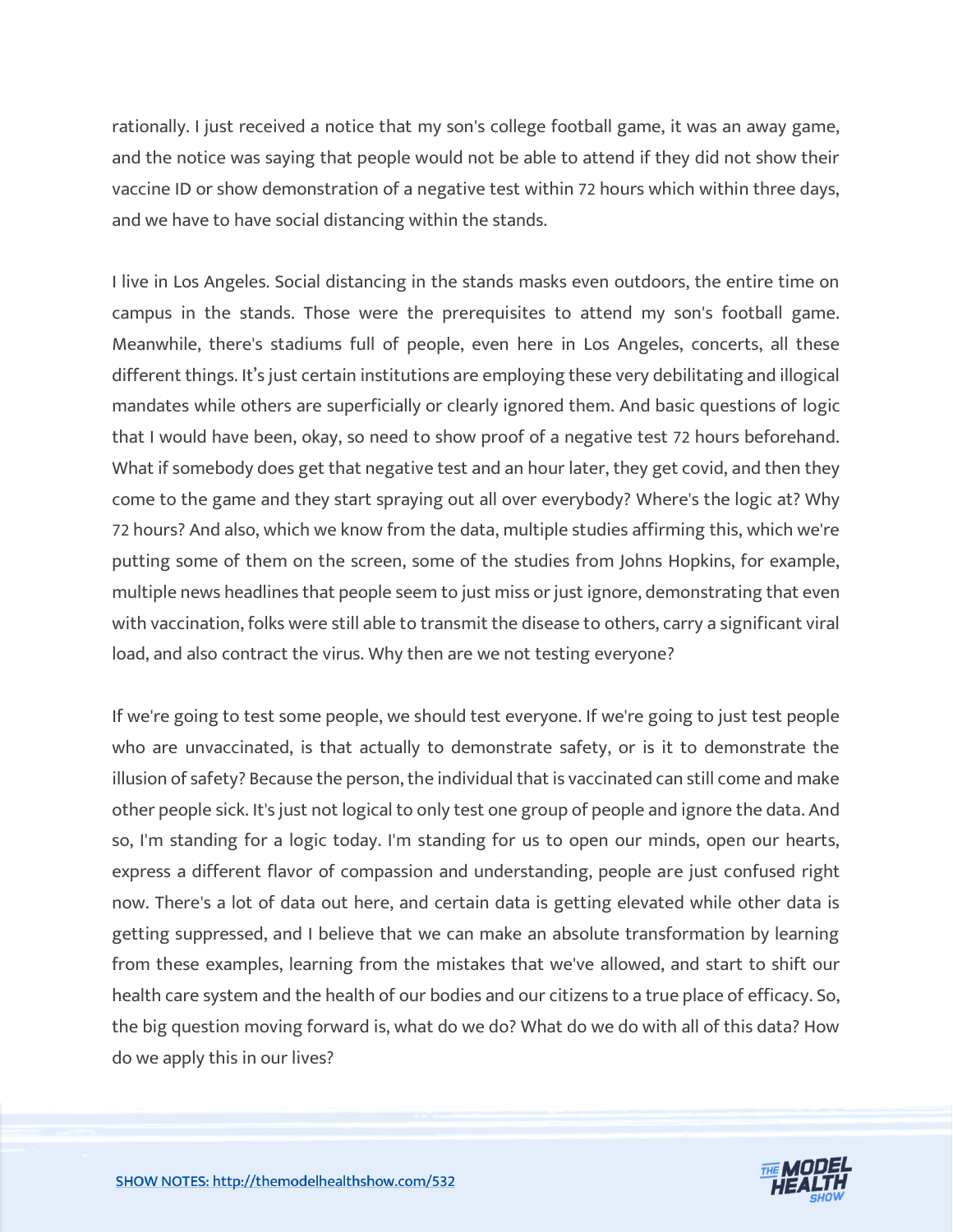rationally. I just received a notice that my son's college football game, it was an away game, and the notice was saying that people would not be able to attend if they did not show their vaccine ID or show demonstration of a negative test within 72 hours which within three days, and we have to have social distancing within the stands.

I live in Los Angeles. Social distancing in the stands masks even outdoors, the entire time on campus in the stands. Those were the prerequisites to attend my son's football game. Meanwhile, there's stadiums full of people, even here in Los Angeles, concerts, all these different things. It's just certain institutions are employing these very debilitating and illogical mandates while others are superficially or clearly ignored them. And basic questions of logic that I would have been, okay, so need to show proof of a negative test 72 hours beforehand. What if somebody does get that negative test and an hour later, they get covid, and then they come to the game and they start spraying out all over everybody? Where's the logic at? Why 72 hours? And also, which we know from the data, multiple studies affirming this, which we're putting some of them on the screen, some of the studies from Johns Hopkins, for example, multiple news headlines that people seem to just miss or just ignore, demonstrating that even with vaccination, folks were still able to transmit the disease to others, carry a significant viral load, and also contract the virus. Why then are we not testing everyone?

If we're going to test some people, we should test everyone. If we're going to just test people who are unvaccinated, is that actually to demonstrate safety, or is it to demonstrate the illusion of safety? Because the person, the individual that is vaccinated can still come and make other people sick. It's just not logical to only test one group of people and ignore the data. And so, I'm standing for a logic today. I'm standing for us to open our minds, open our hearts, express a different flavor of compassion and understanding, people are just confused right now. There's a lot of data out here, and certain data is getting elevated while other data is getting suppressed, and I believe that we can make an absolute transformation by learning from these examples, learning from the mistakes that we've allowed, and start to shift our health care system and the health of our bodies and our citizens to a true place of efficacy. So, the big question moving forward is, what do we do? What do we do with all of this data? How do we apply this in our lives?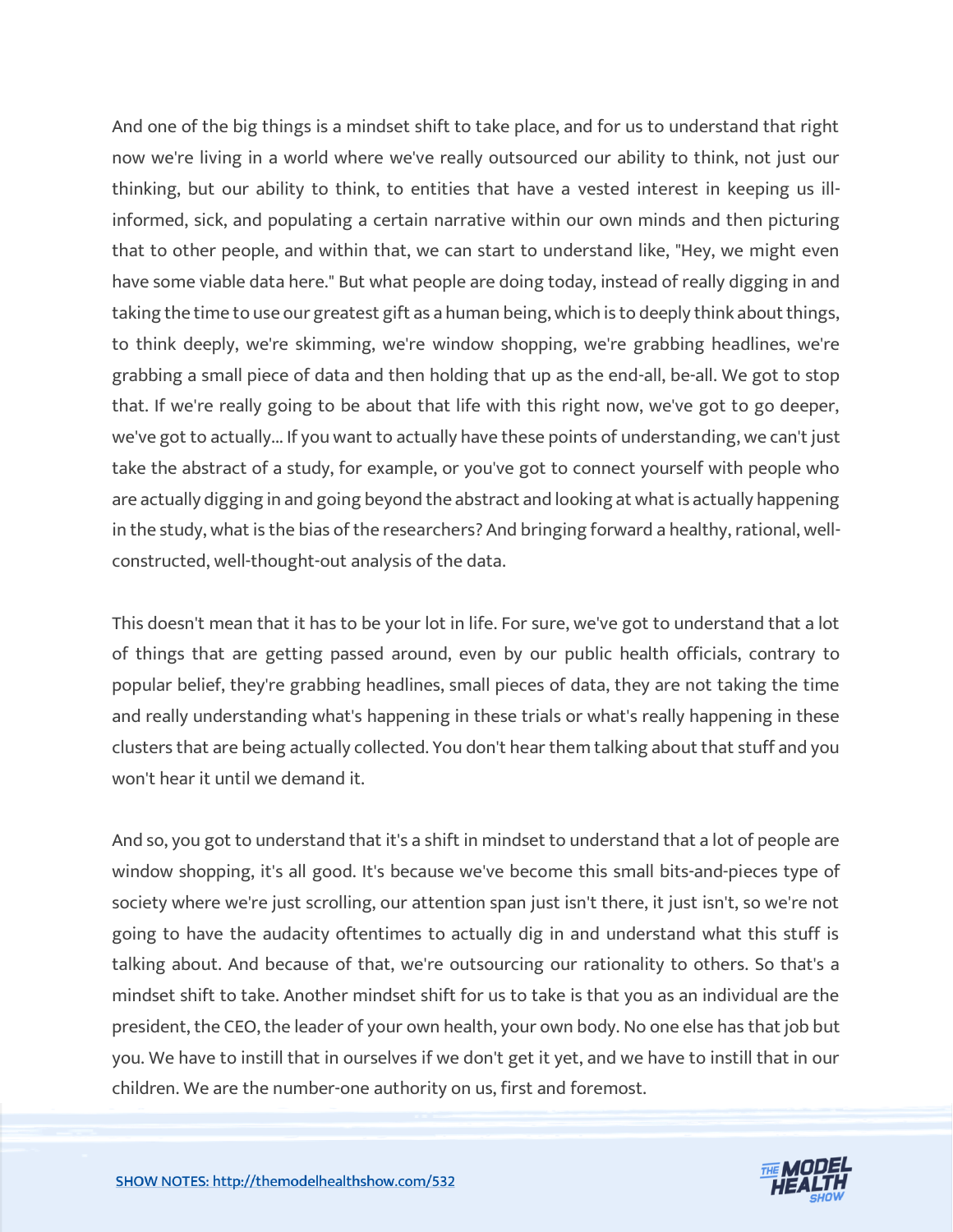And one of the big things is a mindset shift to take place, and for us to understand that right now we're living in a world where we've really outsourced our ability to think, not just our thinking, but our ability to think, to entities that have a vested interest in keeping us ill-informed, sick, and populating a certain narrative within our own minds and then picturing that to other people, and within that, we can start to understand like, "Hey, we might even have some viable data here." But what people are doing today, instead of really digging in and taking the time to use our greatest gift as a human being, which is to deeply think about things, to think deeply, we're skimming, we're window shopping, we're grabbing headlines, we're grabbing a small piece of data and then holding that up as the end-all, be-all. We got to stop that. If we're really going to be about that life with this right now, we've got to go deeper, we've got to actually... If you want to actually have these points of understanding, we can't just take the abstract of a study, for example, or you've got to connect yourself with people who are actually digging in and going beyond the abstract and looking at what is actually happening in the study, what is the bias of the researchers? And bringing forward a healthy, rational, well-constructed, well-thought-out analysis of the data.

This doesn't mean that it has to be your lot in life. For sure, we've got to understand that a lot of things that are getting passed around, even by our public health officials, contrary to popular belief, they're grabbing headlines, small pieces of data, they are not taking the time and really understanding what's happening in these trials or what's really happening in these clusters that are being actually collected. You don't hear them talking about that stuff and you won't hear it until we demand it.

And so, you got to understand that it's a shift in mindset to understand that a lot of people are window shopping, it's all good. It's because we've become this small bits-and-pieces type of society where we're just scrolling, our attention span just isn't there, it just isn't, so we're not going to have the audacity oftentimes to actually dig in and understand what this stuff is talking about. And because of that, we're outsourcing our rationality to others. So that's a mindset shift to take. Another mindset shift for us to take is that you as an individual are the president, the CEO, the leader of your own health, your own body. No one else has that job but you. We have to instill that in ourselves if we don't get it yet, and we have to instill that in our children. We are the number-one authority on us, first and foremost.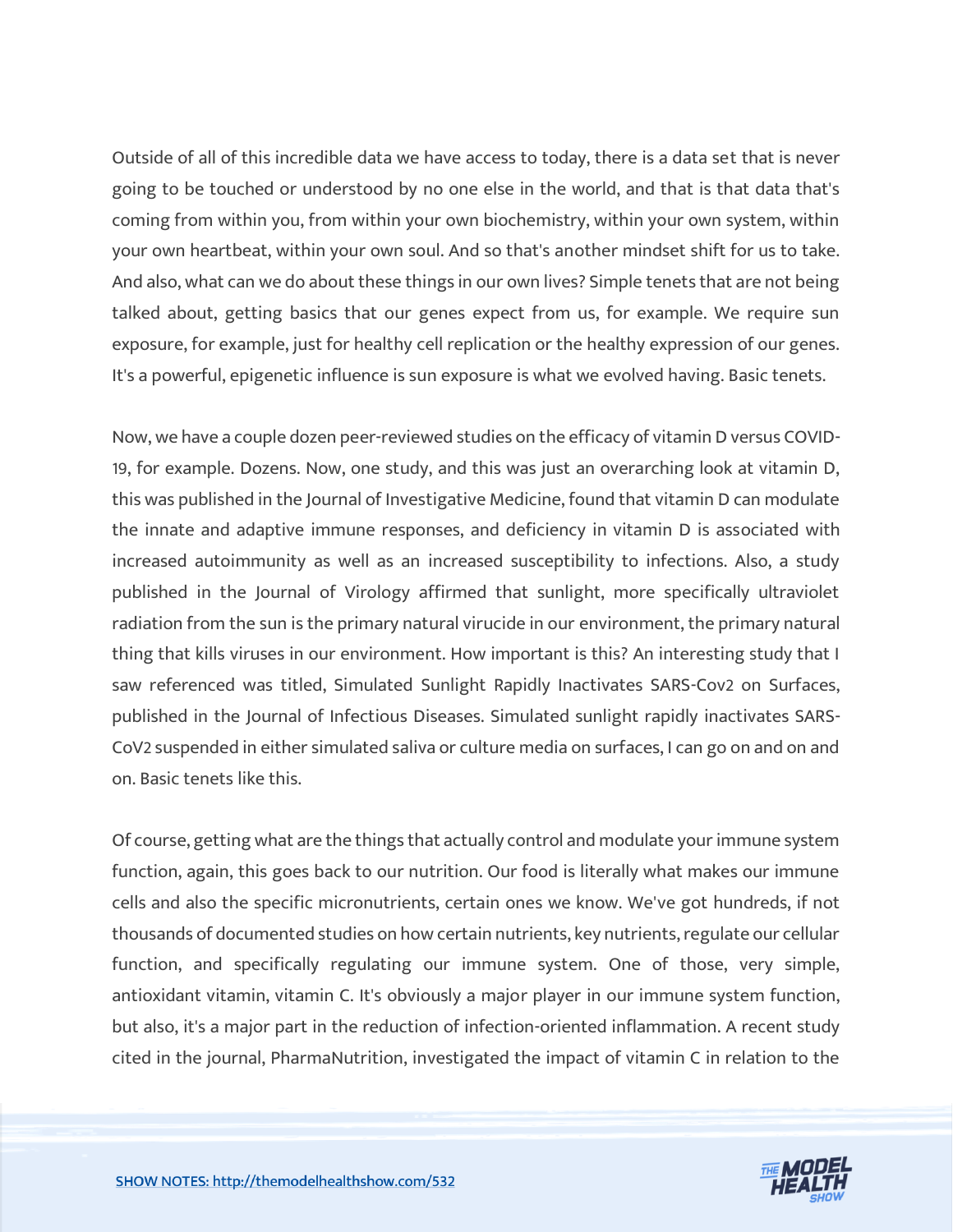Outside of all of this incredible data we have access to today, there is a data set that is never going to be touched or understood by no one else in the world, and that is that data that's coming from within you, from within your own biochemistry, within your own system, within your own heartbeat, within your own soul. And so that's another mindset shift for us to take. And also, what can we do about these things in our own lives? Simple tenets that are not being talked about, getting basics that our genes expect from us, for example. We require sun exposure, for example, just for healthy cell replication or the healthy expression of our genes. It's a powerful, epigenetic influence is sun exposure is what we evolved having. Basic tenets.

Now, we have a couple dozen peer-reviewed studies on the efficacy of vitamin D versus COVID-19, for example. Dozens. Now, one study, and this was just an overarching look at vitamin D, this was published in the Journal of Investigative Medicine, found that vitamin D can modulate the innate and adaptive immune responses, and deficiency in vitamin D is associated with increased autoimmunity as well as an increased susceptibility to infections. Also, a study published in the Journal of Virology affirmed that sunlight, more specifically ultraviolet radiation from the sun is the primary natural virucide in our environment, the primary natural thing that kills viruses in our environment. How important is this? An interesting study that I saw referenced was titled, Simulated Sunlight Rapidly Inactivates SARS-Cov2 on Surfaces, published in the Journal of Infectious Diseases. Simulated sunlight rapidly inactivates SARS-CoV2 suspended in either simulated saliva or culture media on surfaces, I can go on and on and on. Basic tenets like this.

Of course, getting what are the things that actually control and modulate your immune system function, again, this goes back to our nutrition. Our food is literally what makes our immune cells and also the specific micronutrients, certain ones we know. We've got hundreds, if not thousands of documented studies on how certain nutrients, key nutrients, regulate our cellular function, and specifically regulating our immune system. One of those, very simple, antioxidant vitamin, vitamin C. It's obviously a major player in our immune system function, but also, it's a major part in the reduction of infection-oriented inflammation. A recent study cited in the journal, PharmaNutrition, investigated the impact of vitamin C in relation to the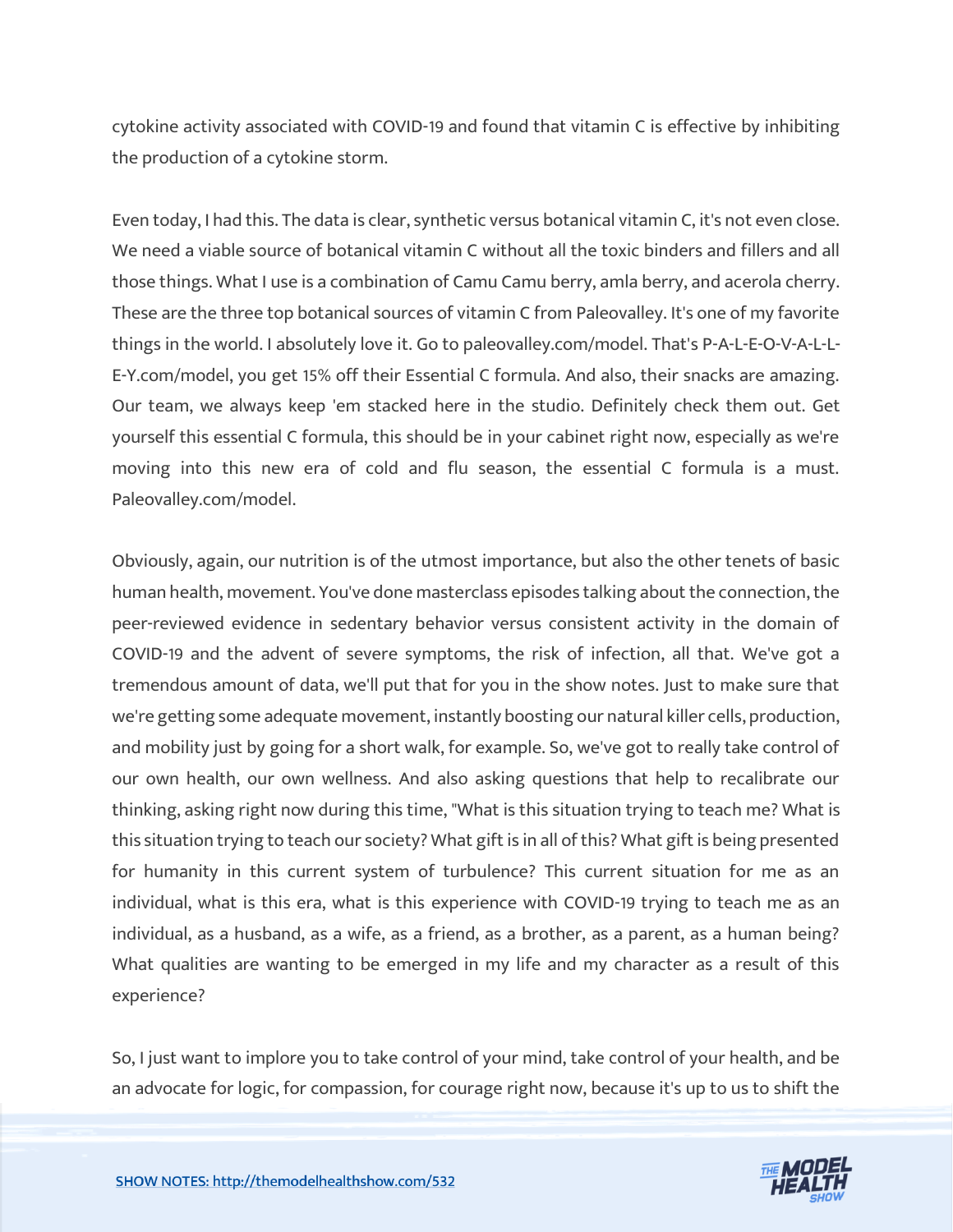cytokine activity associated with COVID-19 and found that vitamin C is effective by inhibiting the production of a cytokine storm.

Even today, I had this. The data is clear, synthetic versus botanical vitamin C, it's not even close. We need a viable source of botanical vitamin C without all the toxic binders and fillers and all those things. What I use is a combination of Camu Camu berry, amla berry, and acerola cherry. These are the three top botanical sources of vitamin C from Paleovalley. It's one of my favorite things in the world. I absolutely love it. Go to paleovalley.com/model. That's P-A-L-E-O-V-A-L-L-E-Y.com/model, you get 15% off their Essential C formula. And also, their snacks are amazing. Our team, we always keep 'em stacked here in the studio. Definitely check them out. Get yourself this essential C formula, this should be in your cabinet right now, especially as we're moving into this new era of cold and flu season, the essential C formula is a must. Paleovalley.com/model.

Obviously, again, our nutrition is of the utmost importance, but also the other tenets of basic human health, movement. You've done masterclass episodes talking about the connection, the peer-reviewed evidence in sedentary behavior versus consistent activity in the domain of COVID-19 and the advent of severe symptoms, the risk of infection, all that. We've got a tremendous amount of data, we'll put that for you in the show notes. Just to make sure that we're getting some adequate movement, instantly boosting our natural killer cells, production, and mobility just by going for a short walk, for example. So, we've got to really take control of our own health, our own wellness. And also asking questions that help to recalibrate our thinking, asking right now during this time, "What is this situation trying to teach me? What is this situation trying to teach our society? What gift is in all of this? What gift is being presented for humanity in this current system of turbulence? This current situation for me as an individual, what is this era, what is this experience with COVID-19 trying to teach me as an individual, as a husband, as a wife, as a friend, as a brother, as a parent, as a human being? What qualities are wanting to be emerged in my life and my character as a result of this experience?

So, I just want to implore you to take control of your mind, take control of your health, and be an advocate for logic, for compassion, for courage right now, because it's up to us to shift the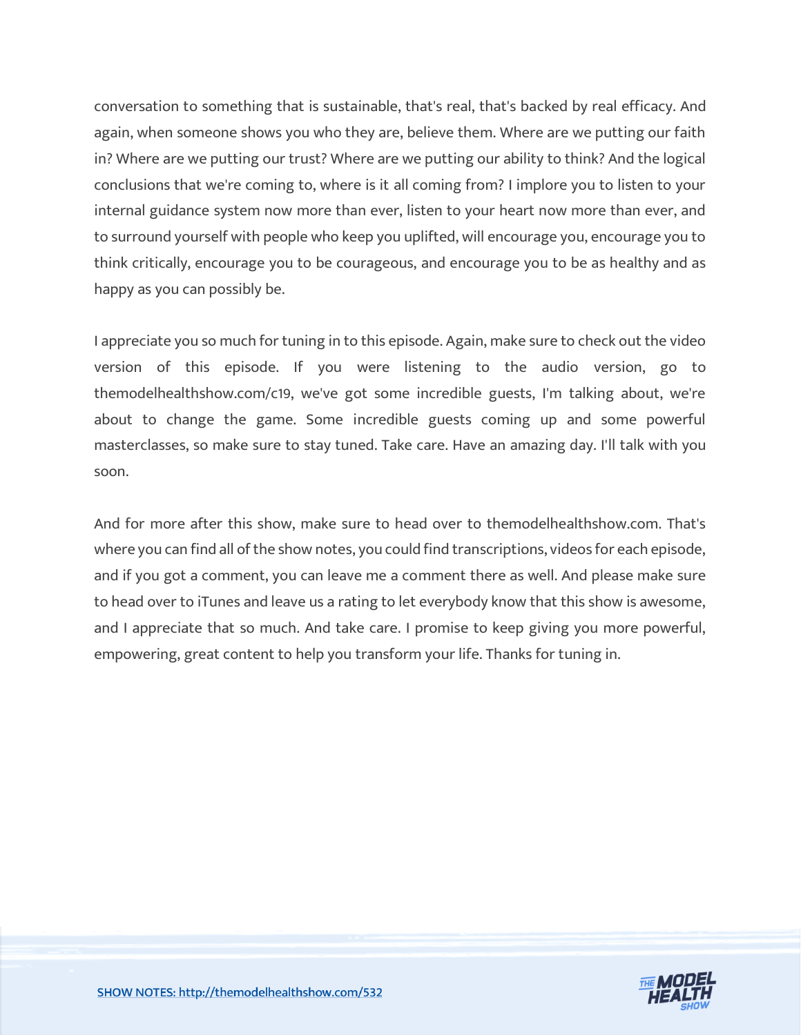conversation to something that is sustainable, that's real, that's backed by real efficacy. And again, when someone shows you who they are, believe them. Where are we putting our faith in? Where are we putting our trust? Where are we putting our ability to think? And the logical conclusions that we're coming to, where is it all coming from? I implore you to listen to your internal guidance system now more than ever, listen to your heart now more than ever, and to surround yourself with people who keep you uplifted, will encourage you, encourage you to think critically, encourage you to be courageous, and encourage you to be as healthy and as happy as you can possibly be.

I appreciate you so much for tuning in to this episode. Again, make sure to check out the video version of this episode. If you were listening to the audio version, go to themodelhealthshow.com/c19, we've got some incredible guests, I'm talking about, we're about to change the game. Some incredible guests coming up and some powerful masterclasses, so make sure to stay tuned. Take care. Have an amazing day. I'll talk with you soon.

And for more after this show, make sure to head over to themodelhealthshow.com. That's where you can find all of the show notes, you could find transcriptions, videos for each episode, and if you got a comment, you can leave me a comment there as well. And please make sure to head over to iTunes and leave us a rating to let everybody know that this show is awesome, and I appreciate that so much. And take care. I promise to keep giving you more powerful, empowering, great content to help you transform your life. Thanks for tuning in.